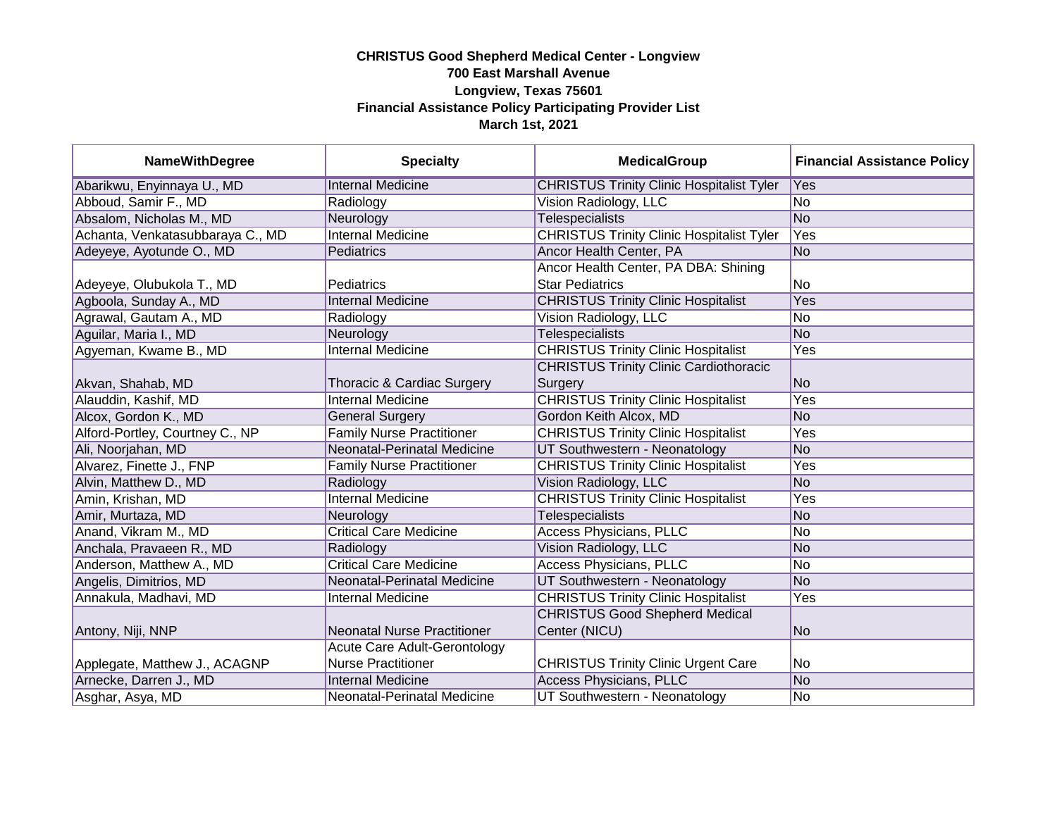**CHRISTUS Good Shepherd Medical Center - Longview**
**700 East Marshall Avenue**
**Longview, Texas 75601**
**Financial Assistance Policy Participating Provider List**
**March 1st, 2021**

| NameWithDegree | Specialty | MedicalGroup | Financial Assistance Policy |
|---|---|---|---|
| Abarikwu, Enyinnaya U., MD | Internal Medicine | CHRISTUS Trinity Clinic Hospitalist Tyler | Yes |
| Abboud, Samir F., MD | Radiology | Vision Radiology, LLC | No |
| Absalom, Nicholas M., MD | Neurology | Telespecialists | No |
| Achanta, Venkatasubbaraya C., MD | Internal Medicine | CHRISTUS Trinity Clinic Hospitalist Tyler | Yes |
| Adeyeye, Ayotunde O., MD | Pediatrics | Ancor Health Center, PA | No |
| Adeyeye, Olubukola T., MD | Pediatrics | Ancor Health Center, PA DBA: Shining Star Pediatrics | No |
| Agboola, Sunday A., MD | Internal Medicine | CHRISTUS Trinity Clinic Hospitalist | Yes |
| Agrawal, Gautam A., MD | Radiology | Vision Radiology, LLC | No |
| Aguilar, Maria I., MD | Neurology | Telespecialists | No |
| Agyeman, Kwame B., MD | Internal Medicine | CHRISTUS Trinity Clinic Hospitalist | Yes |
| Akvan, Shahab, MD | Thoracic & Cardiac Surgery | CHRISTUS Trinity Clinic Cardiothoracic Surgery | No |
| Alauddin, Kashif, MD | Internal Medicine | CHRISTUS Trinity Clinic Hospitalist | Yes |
| Alcox, Gordon K., MD | General Surgery | Gordon Keith Alcox, MD | No |
| Alford-Portley, Courtney C., NP | Family Nurse Practitioner | CHRISTUS Trinity Clinic Hospitalist | Yes |
| Ali, Noorjahan, MD | Neonatal-Perinatal Medicine | UT Southwestern - Neonatology | No |
| Alvarez, Finette J., FNP | Family Nurse Practitioner | CHRISTUS Trinity Clinic Hospitalist | Yes |
| Alvin, Matthew D., MD | Radiology | Vision Radiology, LLC | No |
| Amin, Krishan, MD | Internal Medicine | CHRISTUS Trinity Clinic Hospitalist | Yes |
| Amir, Murtaza, MD | Neurology | Telespecialists | No |
| Anand, Vikram M., MD | Critical Care Medicine | Access Physicians, PLLC | No |
| Anchala, Pravaeen R., MD | Radiology | Vision Radiology, LLC | No |
| Anderson, Matthew A., MD | Critical Care Medicine | Access Physicians, PLLC | No |
| Angelis, Dimitrios, MD | Neonatal-Perinatal Medicine | UT Southwestern - Neonatology | No |
| Annakula, Madhavi, MD | Internal Medicine | CHRISTUS Trinity Clinic Hospitalist | Yes |
| Antony, Niji, NNP | Neonatal Nurse Practitioner | CHRISTUS Good Shepherd Medical Center (NICU) | No |
| Applegate, Matthew J., ACAGNP | Acute Care Adult-Gerontology Nurse Practitioner | CHRISTUS Trinity Clinic Urgent Care | No |
| Arnecke, Darren J., MD | Internal Medicine | Access Physicians, PLLC | No |
| Asghar, Asya, MD | Neonatal-Perinatal Medicine | UT Southwestern - Neonatology | No |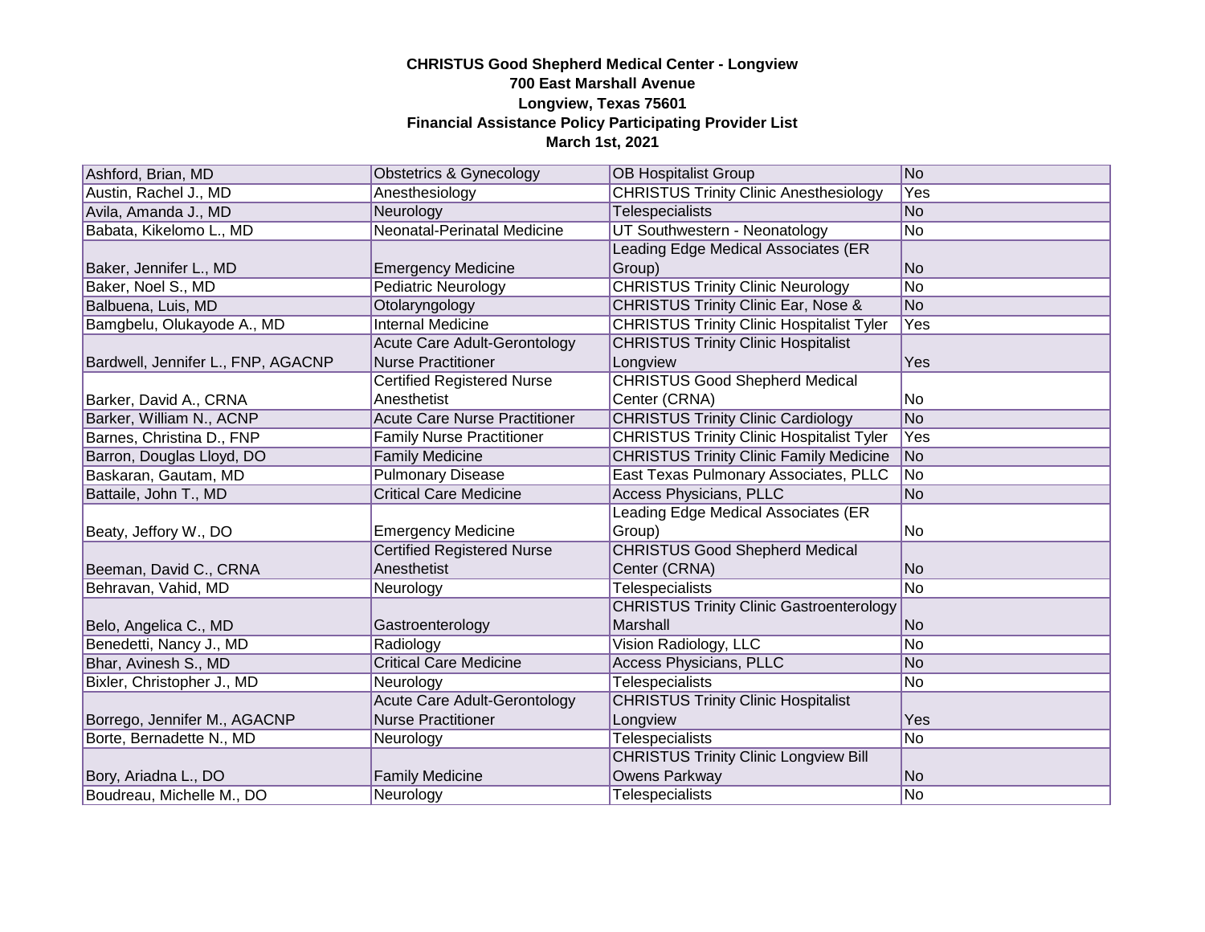**CHRISTUS Good Shepherd Medical Center - Longview**
**700 East Marshall Avenue**
**Longview, Texas 75601**
**Financial Assistance Policy Participating Provider List**
**March 1st, 2021**

| | | | |
|---|---|---|---|
| Ashford, Brian, MD | Obstetrics & Gynecology | OB Hospitalist Group | No |
| Austin, Rachel J., MD | Anesthesiology | CHRISTUS Trinity Clinic Anesthesiology | Yes |
| Avila, Amanda J., MD | Neurology | Telespecialists | No |
| Babata, Kikelomo L., MD | Neonatal-Perinatal Medicine | UT Southwestern - Neonatology | No |
| Baker, Jennifer L., MD | Emergency Medicine | Leading Edge Medical Associates (ER Group) | No |
| Baker, Noel S., MD | Pediatric Neurology | CHRISTUS Trinity Clinic Neurology | No |
| Balbuena, Luis, MD | Otolaryngology | CHRISTUS Trinity Clinic Ear, Nose & | No |
| Bamgbelu, Olukayode A., MD | Internal Medicine | CHRISTUS Trinity Clinic Hospitalist Tyler | Yes |
| Bardwell, Jennifer L., FNP, AGACNP | Acute Care Adult-Gerontology Nurse Practitioner | CHRISTUS Trinity Clinic Hospitalist Longview | Yes |
| Barker, David A., CRNA | Certified Registered Nurse Anesthetist | CHRISTUS Good Shepherd Medical Center (CRNA) | No |
| Barker, William N., ACNP | Acute Care Nurse Practitioner | CHRISTUS Trinity Clinic Cardiology | No |
| Barnes, Christina D., FNP | Family Nurse Practitioner | CHRISTUS Trinity Clinic Hospitalist Tyler | Yes |
| Barron, Douglas Lloyd, DO | Family Medicine | CHRISTUS Trinity Clinic Family Medicine | No |
| Baskaran, Gautam, MD | Pulmonary Disease | East Texas Pulmonary Associates, PLLC | No |
| Battaile, John T., MD | Critical Care Medicine | Access Physicians, PLLC | No |
| Beaty, Jeffory W., DO | Emergency Medicine | Leading Edge Medical Associates (ER Group) | No |
| Beeman, David C., CRNA | Certified Registered Nurse Anesthetist | CHRISTUS Good Shepherd Medical Center (CRNA) | No |
| Behravan, Vahid, MD | Neurology | Telespecialists | No |
| Belo, Angelica C., MD | Gastroenterology | CHRISTUS Trinity Clinic Gastroenterology Marshall | No |
| Benedetti, Nancy J., MD | Radiology | Vision Radiology, LLC | No |
| Bhar, Avinesh S., MD | Critical Care Medicine | Access Physicians, PLLC | No |
| Bixler, Christopher J., MD | Neurology | Telespecialists | No |
| Borrego, Jennifer M., AGACNP | Acute Care Adult-Gerontology Nurse Practitioner | CHRISTUS Trinity Clinic Hospitalist Longview | Yes |
| Borte, Bernadette N., MD | Neurology | Telespecialists | No |
| Bory, Ariadna L., DO | Family Medicine | CHRISTUS Trinity Clinic Longview Bill Owens Parkway | No |
| Boudreau, Michelle M., DO | Neurology | Telespecialists | No |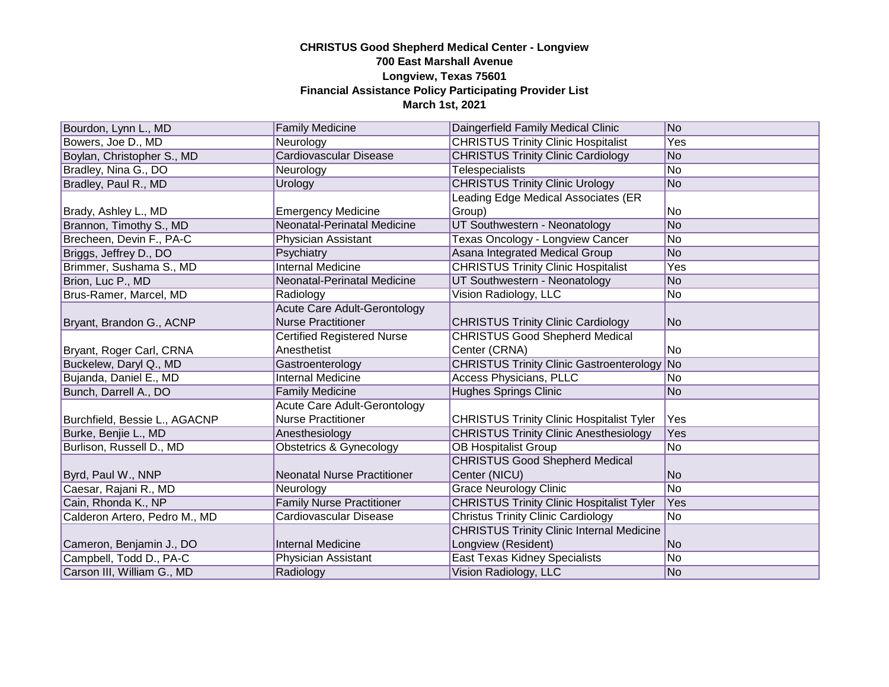**CHRISTUS Good Shepherd Medical Center - Longview**
**700 East Marshall Avenue**
**Longview, Texas 75601**
**Financial Assistance Policy Participating Provider List**
**March 1st, 2021**

| | | | |
|---|---|---|---|
| Bourdon, Lynn L., MD | Family Medicine | Daingerfield Family Medical Clinic | No |
| Bowers, Joe D., MD | Neurology | CHRISTUS Trinity Clinic Hospitalist | Yes |
| Boylan, Christopher S., MD | Cardiovascular Disease | CHRISTUS Trinity Clinic Cardiology | No |
| Bradley, Nina G., DO | Neurology | Telespecialists | No |
| Bradley, Paul R., MD | Urology | CHRISTUS Trinity Clinic Urology | No |
| Brady, Ashley L., MD | Emergency Medicine | Leading Edge Medical Associates (ER Group) | No |
| Brannon, Timothy S., MD | Neonatal-Perinatal Medicine | UT Southwestern - Neonatology | No |
| Brecheen, Devin F., PA-C | Physician Assistant | Texas Oncology - Longview Cancer | No |
| Briggs, Jeffrey D., DO | Psychiatry | Asana Integrated Medical Group | No |
| Brimmer, Sushama S., MD | Internal Medicine | CHRISTUS Trinity Clinic Hospitalist | Yes |
| Brion, Luc P., MD | Neonatal-Perinatal Medicine | UT Southwestern - Neonatology | No |
| Brus-Ramer, Marcel, MD | Radiology | Vision Radiology, LLC | No |
| Bryant, Brandon G., ACNP | Acute Care Adult-Gerontology Nurse Practitioner | CHRISTUS Trinity Clinic Cardiology | No |
| Bryant, Roger Carl, CRNA | Certified Registered Nurse Anesthetist | CHRISTUS Good Shepherd Medical Center (CRNA) | No |
| Buckelew, Daryl Q., MD | Gastroenterology | CHRISTUS Trinity Clinic Gastroenterology | No |
| Bujanda, Daniel E., MD | Internal Medicine | Access Physicians, PLLC | No |
| Bunch, Darrell A., DO | Family Medicine | Hughes Springs Clinic | No |
| Burchfield, Bessie L., AGACNP | Acute Care Adult-Gerontology Nurse Practitioner | CHRISTUS Trinity Clinic Hospitalist Tyler | Yes |
| Burke, Benjie L., MD | Anesthesiology | CHRISTUS Trinity Clinic Anesthesiology | Yes |
| Burlison, Russell D., MD | Obstetrics & Gynecology | OB Hospitalist Group | No |
| Byrd, Paul W., NNP | Neonatal Nurse Practitioner | CHRISTUS Good Shepherd Medical Center (NICU) | No |
| Caesar, Rajani R., MD | Neurology | Grace Neurology Clinic | No |
| Cain, Rhonda K., NP | Family Nurse Practitioner | CHRISTUS Trinity Clinic Hospitalist Tyler | Yes |
| Calderon Artero, Pedro M., MD | Cardiovascular Disease | Christus Trinity Clinic Cardiology | No |
| Cameron, Benjamin J., DO | Internal Medicine | CHRISTUS Trinity Clinic Internal Medicine Longview (Resident) | No |
| Campbell, Todd D., PA-C | Physician Assistant | East Texas Kidney Specialists | No |
| Carson III, William G., MD | Radiology | Vision Radiology, LLC | No |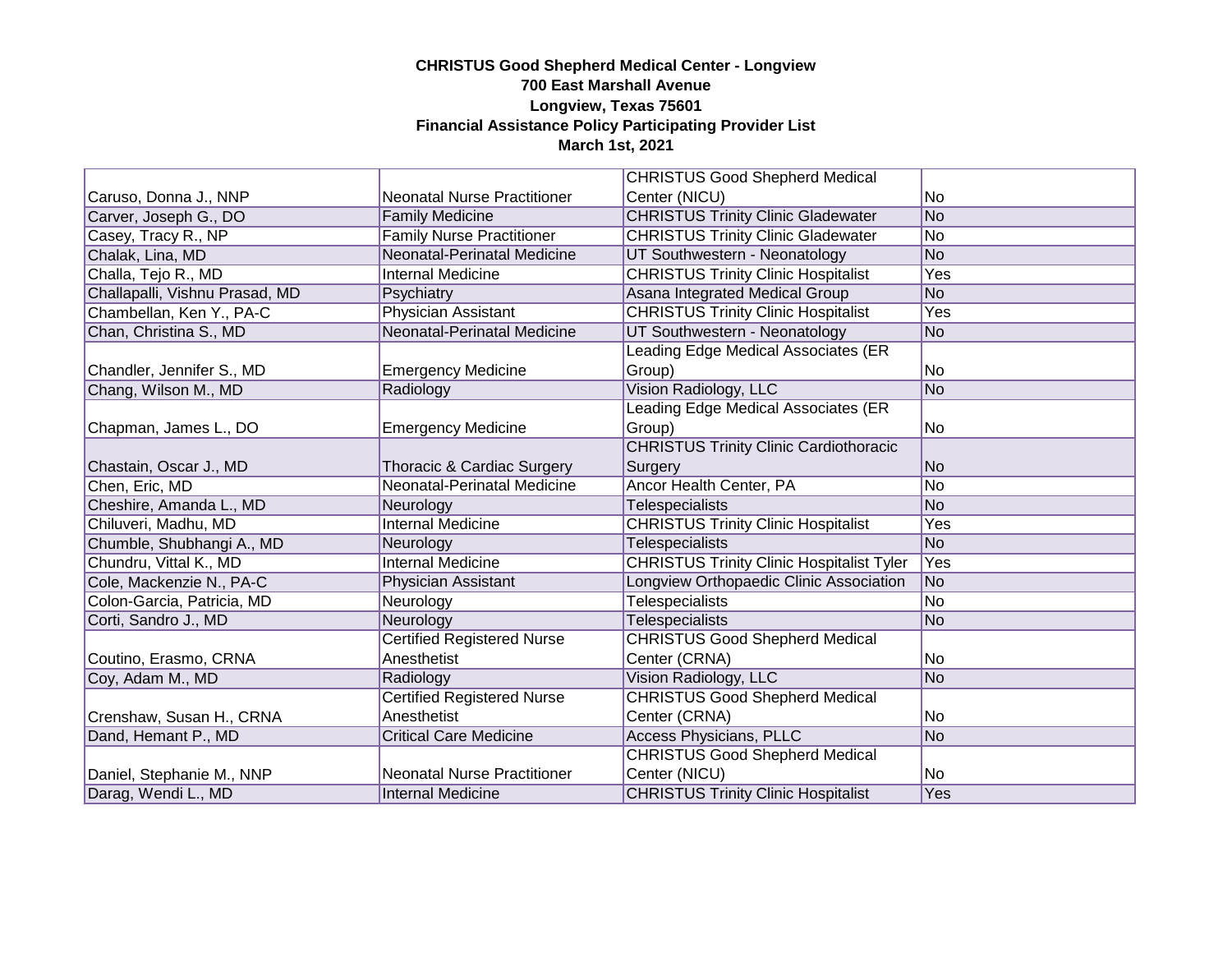**CHRISTUS Good Shepherd Medical Center - Longview**
**700 East Marshall Avenue**
**Longview, Texas 75601**
**Financial Assistance Policy Participating Provider List**
**March 1st, 2021**

| | | | |
|---|---|---|---|
| Caruso, Donna J., NNP | Neonatal Nurse Practitioner | CHRISTUS Good Shepherd Medical Center (NICU) | No |
| Carver, Joseph G., DO | Family Medicine | CHRISTUS Trinity Clinic Gladewater | No |
| Casey, Tracy R., NP | Family Nurse Practitioner | CHRISTUS Trinity Clinic Gladewater | No |
| Chalak, Lina, MD | Neonatal-Perinatal Medicine | UT Southwestern - Neonatology | No |
| Challa, Tejo R., MD | Internal Medicine | CHRISTUS Trinity Clinic Hospitalist | Yes |
| Challapalli, Vishnu Prasad, MD | Psychiatry | Asana Integrated Medical Group | No |
| Chambellan, Ken Y., PA-C | Physician Assistant | CHRISTUS Trinity Clinic Hospitalist | Yes |
| Chan, Christina S., MD | Neonatal-Perinatal Medicine | UT Southwestern - Neonatology | No |
| Chandler, Jennifer S., MD | Emergency Medicine | Leading Edge Medical Associates (ER Group) | No |
| Chang, Wilson M., MD | Radiology | Vision Radiology, LLC | No |
| Chapman, James L., DO | Emergency Medicine | Leading Edge Medical Associates (ER Group) | No |
| Chastain, Oscar J., MD | Thoracic & Cardiac Surgery | CHRISTUS Trinity Clinic Cardiothoracic Surgery | No |
| Chen, Eric, MD | Neonatal-Perinatal Medicine | Ancor Health Center, PA | No |
| Cheshire, Amanda L., MD | Neurology | Telespecialists | No |
| Chiluveri, Madhu, MD | Internal Medicine | CHRISTUS Trinity Clinic Hospitalist | Yes |
| Chumble, Shubhangi A., MD | Neurology | Telespecialists | No |
| Chundru, Vittal K., MD | Internal Medicine | CHRISTUS Trinity Clinic Hospitalist Tyler | Yes |
| Cole, Mackenzie N., PA-C | Physician Assistant | Longview Orthopaedic Clinic Association | No |
| Colon-Garcia, Patricia, MD | Neurology | Telespecialists | No |
| Corti, Sandro J., MD | Neurology | Telespecialists | No |
| Coutino, Erasmo, CRNA | Certified Registered Nurse Anesthetist | CHRISTUS Good Shepherd Medical Center (CRNA) | No |
| Coy, Adam M., MD | Radiology | Vision Radiology, LLC | No |
| Crenshaw, Susan H., CRNA | Certified Registered Nurse Anesthetist | CHRISTUS Good Shepherd Medical Center (CRNA) | No |
| Dand, Hemant P., MD | Critical Care Medicine | Access Physicians, PLLC | No |
| Daniel, Stephanie M., NNP | Neonatal Nurse Practitioner | CHRISTUS Good Shepherd Medical Center (NICU) | No |
| Darag, Wendi L., MD | Internal Medicine | CHRISTUS Trinity Clinic Hospitalist | Yes |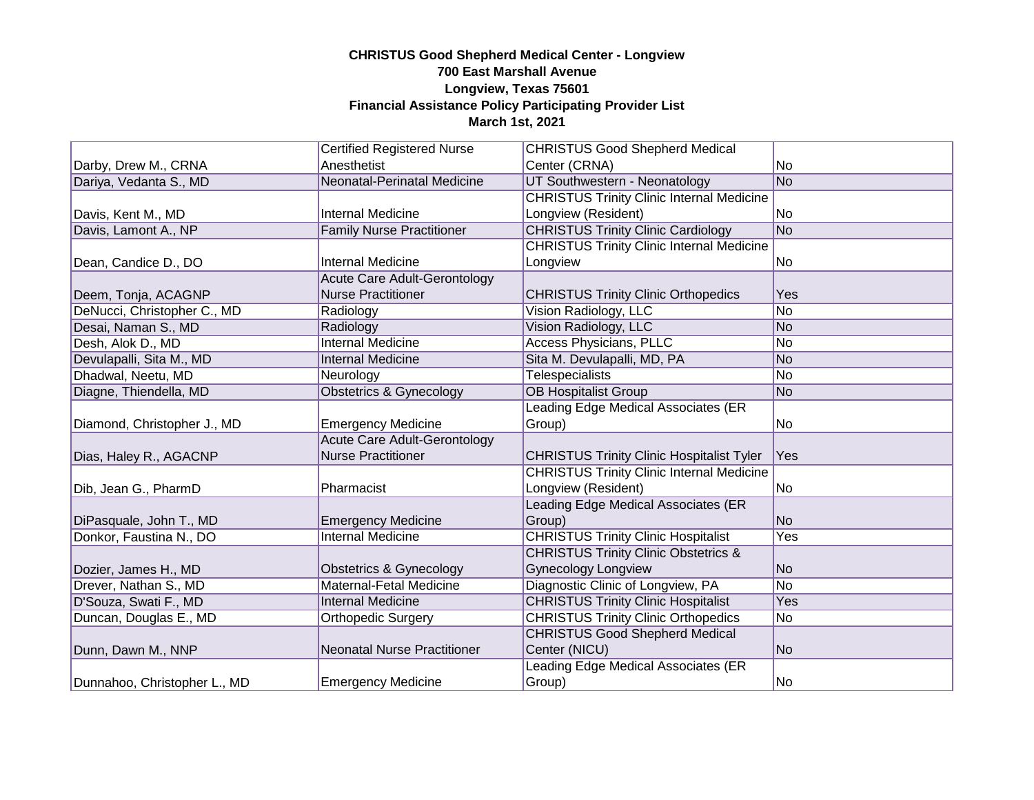**CHRISTUS Good Shepherd Medical Center - Longview**
**700 East Marshall Avenue**
**Longview, Texas 75601**
**Financial Assistance Policy Participating Provider List**
**March 1st, 2021**

| | | | |
|---|---|---|---|
| Darby, Drew M., CRNA | Certified Registered Nurse Anesthetist | CHRISTUS Good Shepherd Medical Center (CRNA) | No |
| Dariya, Vedanta S., MD | Neonatal-Perinatal Medicine | UT Southwestern - Neonatology | No |
| Davis, Kent M., MD | Internal Medicine | CHRISTUS Trinity Clinic Internal Medicine Longview (Resident) | No |
| Davis, Lamont A., NP | Family Nurse Practitioner | CHRISTUS Trinity Clinic Cardiology | No |
| Dean, Candice D., DO | Internal Medicine | CHRISTUS Trinity Clinic Internal Medicine Longview | No |
| Deem, Tonja, ACAGNP | Acute Care Adult-Gerontology Nurse Practitioner | CHRISTUS Trinity Clinic Orthopedics | Yes |
| DeNucci, Christopher C., MD | Radiology | Vision Radiology, LLC | No |
| Desai, Naman S., MD | Radiology | Vision Radiology, LLC | No |
| Desh, Alok D., MD | Internal Medicine | Access Physicians, PLLC | No |
| Devulapalli, Sita M., MD | Internal Medicine | Sita M. Devulapalli, MD, PA | No |
| Dhadwal, Neetu, MD | Neurology | Telespecialists | No |
| Diagne, Thiendella, MD | Obstetrics & Gynecology | OB Hospitalist Group | No |
| Diamond, Christopher J., MD | Emergency Medicine | Leading Edge Medical Associates (ER Group) | No |
| Dias, Haley R., AGACNP | Acute Care Adult-Gerontology Nurse Practitioner | CHRISTUS Trinity Clinic Hospitalist Tyler | Yes |
| Dib, Jean G., PharmD | Pharmacist | CHRISTUS Trinity Clinic Internal Medicine Longview (Resident) | No |
| DiPasquale, John T., MD | Emergency Medicine | Leading Edge Medical Associates (ER Group) | No |
| Donkor, Faustina N., DO | Internal Medicine | CHRISTUS Trinity Clinic Hospitalist | Yes |
| Dozier, James H., MD | Obstetrics & Gynecology | CHRISTUS Trinity Clinic Obstetrics & Gynecology Longview | No |
| Drever, Nathan S., MD | Maternal-Fetal Medicine | Diagnostic Clinic of Longview, PA | No |
| D'Souza, Swati F., MD | Internal Medicine | CHRISTUS Trinity Clinic Hospitalist | Yes |
| Duncan, Douglas E., MD | Orthopedic Surgery | CHRISTUS Trinity Clinic Orthopedics | No |
| Dunn, Dawn M., NNP | Neonatal Nurse Practitioner | CHRISTUS Good Shepherd Medical Center (NICU) | No |
| Dunnahoo, Christopher L., MD | Emergency Medicine | Leading Edge Medical Associates (ER Group) | No |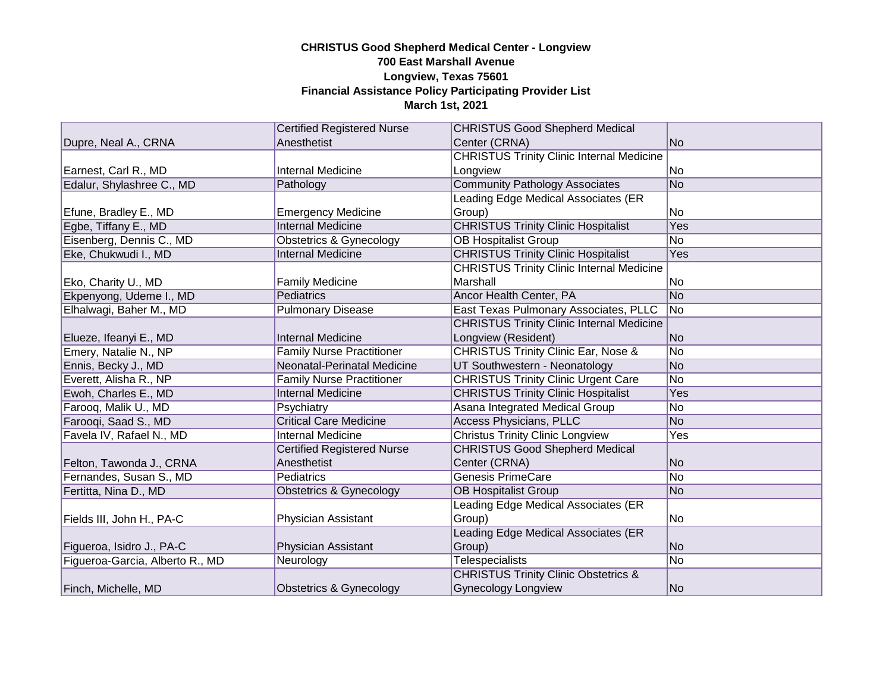**CHRISTUS Good Shepherd Medical Center - Longview**
**700 East Marshall Avenue**
**Longview, Texas 75601**
**Financial Assistance Policy Participating Provider List**
**March 1st, 2021**

| | | | |
|---|---|---|---|
| Dupre, Neal A., CRNA | Certified Registered Nurse Anesthetist | CHRISTUS Good Shepherd Medical Center (CRNA) | No |
| Earnest, Carl R., MD | Internal Medicine | CHRISTUS Trinity Clinic Internal Medicine Longview | No |
| Edalur, Shylashree C., MD | Pathology | Community Pathology Associates | No |
| Efune, Bradley E., MD | Emergency Medicine | Leading Edge Medical Associates (ER Group) | No |
| Egbe, Tiffany E., MD | Internal Medicine | CHRISTUS Trinity Clinic Hospitalist | Yes |
| Eisenberg, Dennis C., MD | Obstetrics & Gynecology | OB Hospitalist Group | No |
| Eke, Chukwudi I., MD | Internal Medicine | CHRISTUS Trinity Clinic Hospitalist | Yes |
| Eko, Charity U., MD | Family Medicine | CHRISTUS Trinity Clinic Internal Medicine Marshall | No |
| Ekpenyong, Udeme I., MD | Pediatrics | Ancor Health Center, PA | No |
| Elhalwagi, Baher M., MD | Pulmonary Disease | East Texas Pulmonary Associates, PLLC | No |
| Elueze, Ifeanyi E., MD | Internal Medicine | CHRISTUS Trinity Clinic Internal Medicine Longview (Resident) | No |
| Emery, Natalie N., NP | Family Nurse Practitioner | CHRISTUS Trinity Clinic Ear, Nose & | No |
| Ennis, Becky J., MD | Neonatal-Perinatal Medicine | UT Southwestern - Neonatology | No |
| Everett, Alisha R., NP | Family Nurse Practitioner | CHRISTUS Trinity Clinic Urgent Care | No |
| Ewoh, Charles E., MD | Internal Medicine | CHRISTUS Trinity Clinic Hospitalist | Yes |
| Farooq, Malik U., MD | Psychiatry | Asana Integrated Medical Group | No |
| Farooqi, Saad S., MD | Critical Care Medicine | Access Physicians, PLLC | No |
| Favela IV, Rafael N., MD | Internal Medicine | Christus Trinity Clinic Longview | Yes |
| Felton, Tawonda J., CRNA | Certified Registered Nurse Anesthetist | CHRISTUS Good Shepherd Medical Center (CRNA) | No |
| Fernandes, Susan S., MD | Pediatrics | Genesis PrimeCare | No |
| Fertitta, Nina D., MD | Obstetrics & Gynecology | OB Hospitalist Group | No |
| Fields III, John H., PA-C | Physician Assistant | Leading Edge Medical Associates (ER Group) | No |
| Figueroa, Isidro J., PA-C | Physician Assistant | Leading Edge Medical Associates (ER Group) | No |
| Figueroa-Garcia, Alberto R., MD | Neurology | Telespecialists | No |
| Finch, Michelle, MD | Obstetrics & Gynecology | CHRISTUS Trinity Clinic Obstetrics & Gynecology Longview | No |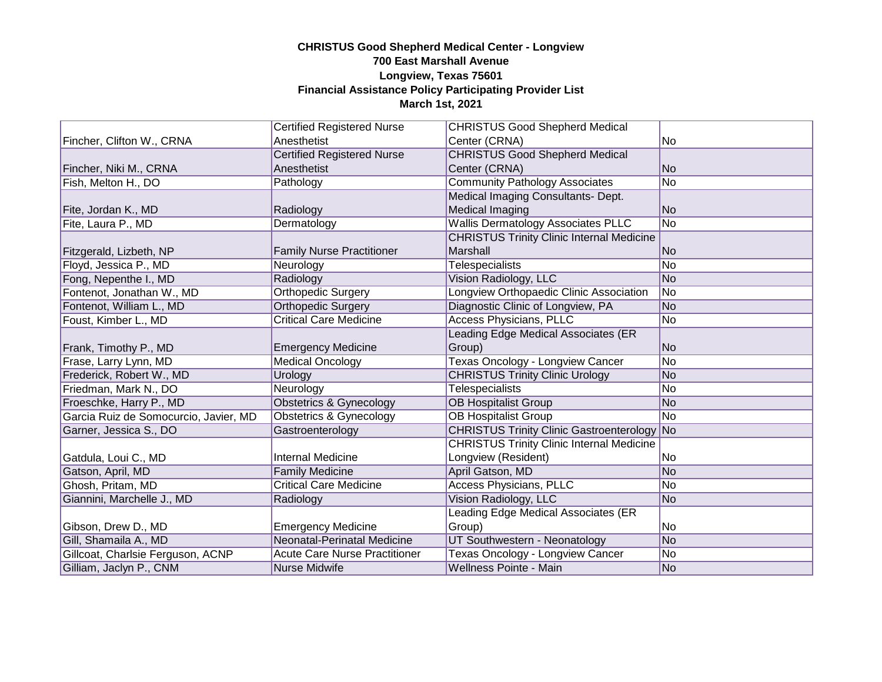**CHRISTUS Good Shepherd Medical Center - Longview**
**700 East Marshall Avenue**
**Longview, Texas 75601**
**Financial Assistance Policy Participating Provider List**
**March 1st, 2021**

| | | | |
|---|---|---|---|
| Fincher, Clifton W., CRNA | Certified Registered Nurse Anesthetist | CHRISTUS Good Shepherd Medical Center (CRNA) | No |
| Fincher, Niki M., CRNA | Certified Registered Nurse Anesthetist | CHRISTUS Good Shepherd Medical Center (CRNA) | No |
| Fish, Melton H., DO | Pathology | Community Pathology Associates | No |
| Fite, Jordan K., MD | Radiology | Medical Imaging Consultants- Dept. Medical Imaging | No |
| Fite, Laura P., MD | Dermatology | Wallis Dermatology Associates PLLC | No |
| Fitzgerald, Lizbeth, NP | Family Nurse Practitioner | CHRISTUS Trinity Clinic Internal Medicine Marshall | No |
| Floyd, Jessica P., MD | Neurology | Telespecialists | No |
| Fong, Nepenthe I., MD | Radiology | Vision Radiology, LLC | No |
| Fontenot, Jonathan W., MD | Orthopedic Surgery | Longview Orthopaedic Clinic Association | No |
| Fontenot, William L., MD | Orthopedic Surgery | Diagnostic Clinic of Longview, PA | No |
| Foust, Kimber L., MD | Critical Care Medicine | Access Physicians, PLLC | No |
| Frank, Timothy P., MD | Emergency Medicine | Leading Edge Medical Associates (ER Group) | No |
| Frase, Larry Lynn, MD | Medical Oncology | Texas Oncology - Longview Cancer | No |
| Frederick, Robert W., MD | Urology | CHRISTUS Trinity Clinic Urology | No |
| Friedman, Mark N., DO | Neurology | Telespecialists | No |
| Froeschke, Harry P., MD | Obstetrics & Gynecology | OB Hospitalist Group | No |
| Garcia Ruiz de Somocurcio, Javier, MD | Obstetrics & Gynecology | OB Hospitalist Group | No |
| Garner, Jessica S., DO | Gastroenterology | CHRISTUS Trinity Clinic Gastroenterology | No |
| Gatdula, Loui C., MD | Internal Medicine | CHRISTUS Trinity Clinic Internal Medicine Longview (Resident) | No |
| Gatson, April, MD | Family Medicine | April Gatson, MD | No |
| Ghosh, Pritam, MD | Critical Care Medicine | Access Physicians, PLLC | No |
| Giannini, Marchelle J., MD | Radiology | Vision Radiology, LLC | No |
| Gibson, Drew D., MD | Emergency Medicine | Leading Edge Medical Associates (ER Group) | No |
| Gill, Shamaila A., MD | Neonatal-Perinatal Medicine | UT Southwestern - Neonatology | No |
| Gillcoat, Charlsie Ferguson, ACNP | Acute Care Nurse Practitioner | Texas Oncology - Longview Cancer | No |
| Gilliam, Jaclyn P., CNM | Nurse Midwife | Wellness Pointe - Main | No |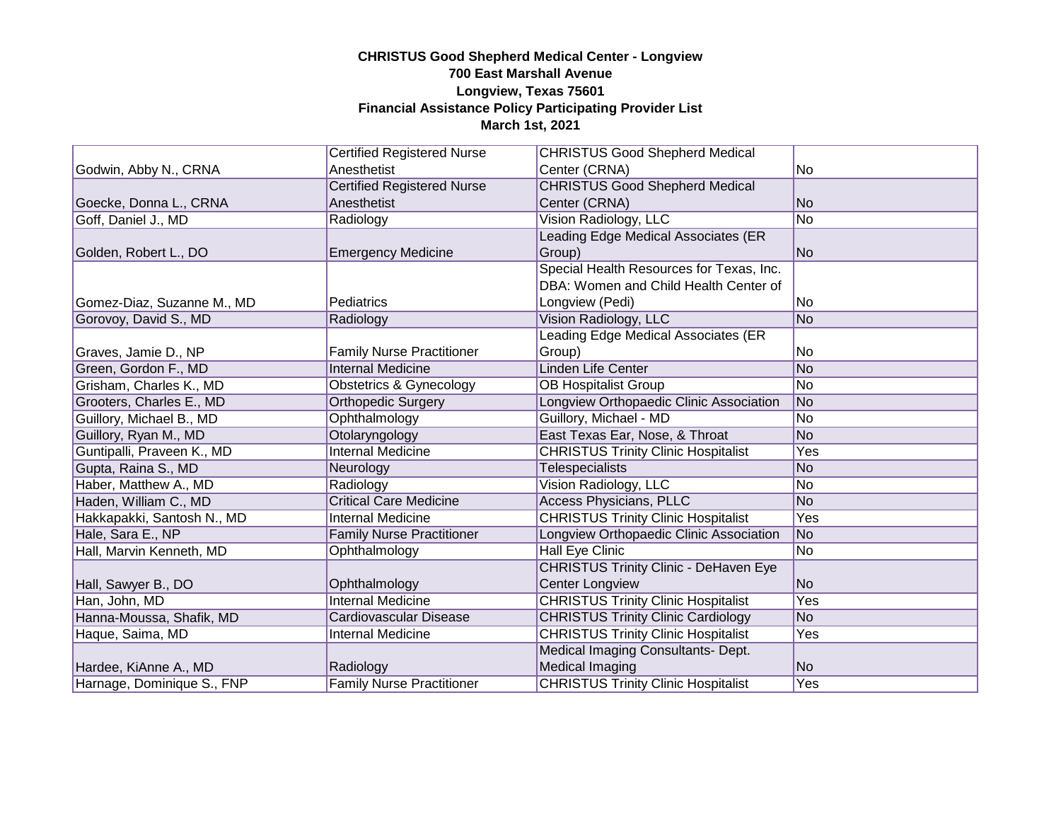**CHRISTUS Good Shepherd Medical Center - Longview**
**700 East Marshall Avenue**
**Longview, Texas 75601**
**Financial Assistance Policy Participating Provider List**
**March 1st, 2021**

| | | | |
|---|---|---|---|
| Godwin, Abby N., CRNA | Certified Registered Nurse Anesthetist | CHRISTUS Good Shepherd Medical Center (CRNA) | No |
| Goecke, Donna L., CRNA | Certified Registered Nurse Anesthetist | CHRISTUS Good Shepherd Medical Center (CRNA) | No |
| Goff, Daniel J., MD | Radiology | Vision Radiology, LLC | No |
| Golden, Robert L., DO | Emergency Medicine | Leading Edge Medical Associates (ER Group) | No |
| Gomez-Diaz, Suzanne M., MD | Pediatrics | Special Health Resources for Texas, Inc. DBA: Women and Child Health Center of Longview (Pedi) | No |
| Gorovoy, David S., MD | Radiology | Vision Radiology, LLC | No |
| Graves, Jamie D., NP | Family Nurse Practitioner | Leading Edge Medical Associates (ER Group) | No |
| Green, Gordon F., MD | Internal Medicine | Linden Life Center | No |
| Grisham, Charles K., MD | Obstetrics & Gynecology | OB Hospitalist Group | No |
| Grooters, Charles E., MD | Orthopedic Surgery | Longview Orthopaedic Clinic Association | No |
| Guillory, Michael B., MD | Ophthalmology | Guillory, Michael - MD | No |
| Guillory, Ryan M., MD | Otolaryngology | East Texas Ear, Nose, & Throat | No |
| Guntipalli, Praveen K., MD | Internal Medicine | CHRISTUS Trinity Clinic Hospitalist | Yes |
| Gupta, Raina S., MD | Neurology | Telespecialists | No |
| Haber, Matthew A., MD | Radiology | Vision Radiology, LLC | No |
| Haden, William C., MD | Critical Care Medicine | Access Physicians, PLLC | No |
| Hakkapakki, Santosh N., MD | Internal Medicine | CHRISTUS Trinity Clinic Hospitalist | Yes |
| Hale, Sara E., NP | Family Nurse Practitioner | Longview Orthopaedic Clinic Association | No |
| Hall, Marvin Kenneth, MD | Ophthalmology | Hall Eye Clinic | No |
| Hall, Sawyer B., DO | Ophthalmology | CHRISTUS Trinity Clinic - DeHaven Eye Center Longview | No |
| Han, John, MD | Internal Medicine | CHRISTUS Trinity Clinic Hospitalist | Yes |
| Hanna-Moussa, Shafik, MD | Cardiovascular Disease | CHRISTUS Trinity Clinic Cardiology | No |
| Haque, Saima, MD | Internal Medicine | CHRISTUS Trinity Clinic Hospitalist | Yes |
| Hardee, KiAnne A., MD | Radiology | Medical Imaging Consultants- Dept. Medical Imaging | No |
| Harnage, Dominique S., FNP | Family Nurse Practitioner | CHRISTUS Trinity Clinic Hospitalist | Yes |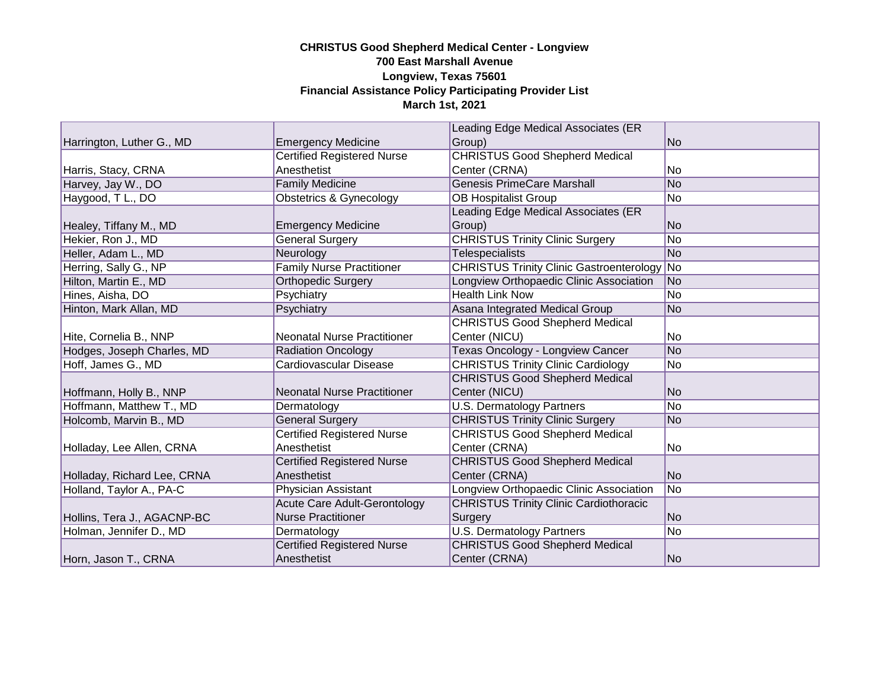**CHRISTUS Good Shepherd Medical Center - Longview**
**700 East Marshall Avenue**
**Longview, Texas 75601**
**Financial Assistance Policy Participating Provider List**
**March 1st, 2021**

| | | | |
|---|---|---|---|
| Harrington, Luther G., MD | Emergency Medicine | Leading Edge Medical Associates (ER Group) | No |
| Harris, Stacy, CRNA | Certified Registered Nurse Anesthetist | CHRISTUS Good Shepherd Medical Center (CRNA) | No |
| Harvey, Jay W., DO | Family Medicine | Genesis PrimeCare Marshall | No |
| Haygood, T L., DO | Obstetrics & Gynecology | OB Hospitalist Group | No |
| Healey, Tiffany M., MD | Emergency Medicine | Leading Edge Medical Associates (ER Group) | No |
| Hekier, Ron J., MD | General Surgery | CHRISTUS Trinity Clinic Surgery | No |
| Heller, Adam L., MD | Neurology | Telespecialists | No |
| Herring, Sally G., NP | Family Nurse Practitioner | CHRISTUS Trinity Clinic Gastroenterology | No |
| Hilton, Martin E., MD | Orthopedic Surgery | Longview Orthopaedic Clinic Association | No |
| Hines, Aisha, DO | Psychiatry | Health Link Now | No |
| Hinton, Mark Allan, MD | Psychiatry | Asana Integrated Medical Group | No |
| Hite, Cornelia B., NNP | Neonatal Nurse Practitioner | CHRISTUS Good Shepherd Medical Center (NICU) | No |
| Hodges, Joseph Charles, MD | Radiation Oncology | Texas Oncology - Longview Cancer | No |
| Hoff, James G., MD | Cardiovascular Disease | CHRISTUS Trinity Clinic Cardiology | No |
| Hoffmann, Holly B., NNP | Neonatal Nurse Practitioner | CHRISTUS Good Shepherd Medical Center (NICU) | No |
| Hoffmann, Matthew T., MD | Dermatology | U.S. Dermatology Partners | No |
| Holcomb, Marvin B., MD | General Surgery | CHRISTUS Trinity Clinic Surgery | No |
| Holladay, Lee Allen, CRNA | Certified Registered Nurse Anesthetist | CHRISTUS Good Shepherd Medical Center (CRNA) | No |
| Holladay, Richard Lee, CRNA | Certified Registered Nurse Anesthetist | CHRISTUS Good Shepherd Medical Center (CRNA) | No |
| Holland, Taylor A., PA-C | Physician Assistant | Longview Orthopaedic Clinic Association | No |
| Hollins, Tera J., AGACNP-BC | Acute Care Adult-Gerontology Nurse Practitioner | CHRISTUS Trinity Clinic Cardiothoracic Surgery | No |
| Holman, Jennifer D., MD | Dermatology | U.S. Dermatology Partners | No |
| Horn, Jason T., CRNA | Certified Registered Nurse Anesthetist | CHRISTUS Good Shepherd Medical Center (CRNA) | No |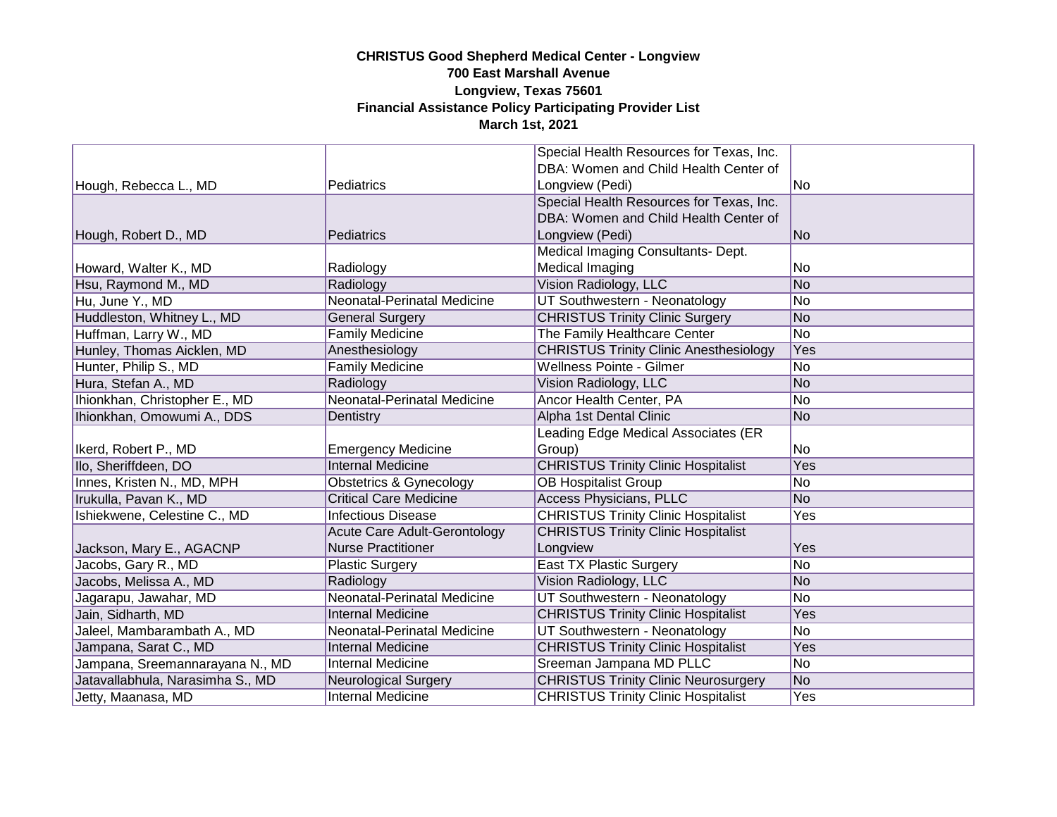**CHRISTUS Good Shepherd Medical Center - Longview**
**700 East Marshall Avenue**
**Longview, Texas 75601**
**Financial Assistance Policy Participating Provider List**
**March 1st, 2021**

| | | | |
|---|---|---|---|
| Hough, Rebecca L., MD | Pediatrics | Special Health Resources for Texas, Inc. DBA: Women and Child Health Center of Longview (Pedi) | No |
| Hough, Robert D., MD | Pediatrics | Special Health Resources for Texas, Inc. DBA: Women and Child Health Center of Longview (Pedi) | No |
| Howard, Walter K., MD | Radiology | Medical Imaging Consultants- Dept. Medical Imaging | No |
| Hsu, Raymond M., MD | Radiology | Vision Radiology, LLC | No |
| Hu, June Y., MD | Neonatal-Perinatal Medicine | UT Southwestern - Neonatology | No |
| Huddleston, Whitney L., MD | General Surgery | CHRISTUS Trinity Clinic Surgery | No |
| Huffman, Larry W., MD | Family Medicine | The Family Healthcare Center | No |
| Hunley, Thomas Aicklen, MD | Anesthesiology | CHRISTUS Trinity Clinic Anesthesiology | Yes |
| Hunter, Philip S., MD | Family Medicine | Wellness Pointe - Gilmer | No |
| Hura, Stefan A., MD | Radiology | Vision Radiology, LLC | No |
| Ihionkhan, Christopher E., MD | Neonatal-Perinatal Medicine | Ancor Health Center, PA | No |
| Ihionkhan, Omowumi A., DDS | Dentistry | Alpha 1st Dental Clinic | No |
| Ikerd, Robert P., MD | Emergency Medicine | Leading Edge Medical Associates (ER Group) | No |
| Ilo, Sheriffdeen, DO | Internal Medicine | CHRISTUS Trinity Clinic Hospitalist | Yes |
| Innes, Kristen N., MD, MPH | Obstetrics & Gynecology | OB Hospitalist Group | No |
| Irukulla, Pavan K., MD | Critical Care Medicine | Access Physicians, PLLC | No |
| Ishiekwene, Celestine C., MD | Infectious Disease | CHRISTUS Trinity Clinic Hospitalist | Yes |
| Jackson, Mary E., AGACNP | Acute Care Adult-Gerontology Nurse Practitioner | CHRISTUS Trinity Clinic Hospitalist Longview | Yes |
| Jacobs, Gary R., MD | Plastic Surgery | East TX Plastic Surgery | No |
| Jacobs, Melissa A., MD | Radiology | Vision Radiology, LLC | No |
| Jagarapu, Jawahar, MD | Neonatal-Perinatal Medicine | UT Southwestern - Neonatology | No |
| Jain, Sidharth, MD | Internal Medicine | CHRISTUS Trinity Clinic Hospitalist | Yes |
| Jaleel, Mambarambath A., MD | Neonatal-Perinatal Medicine | UT Southwestern - Neonatology | No |
| Jampana, Sarat C., MD | Internal Medicine | CHRISTUS Trinity Clinic Hospitalist | Yes |
| Jampana, Sreemannarayana N., MD | Internal Medicine | Sreeman Jampana MD PLLC | No |
| Jatavallabhula, Narasimha S., MD | Neurological Surgery | CHRISTUS Trinity Clinic Neurosurgery | No |
| Jetty, Maanasa, MD | Internal Medicine | CHRISTUS Trinity Clinic Hospitalist | Yes |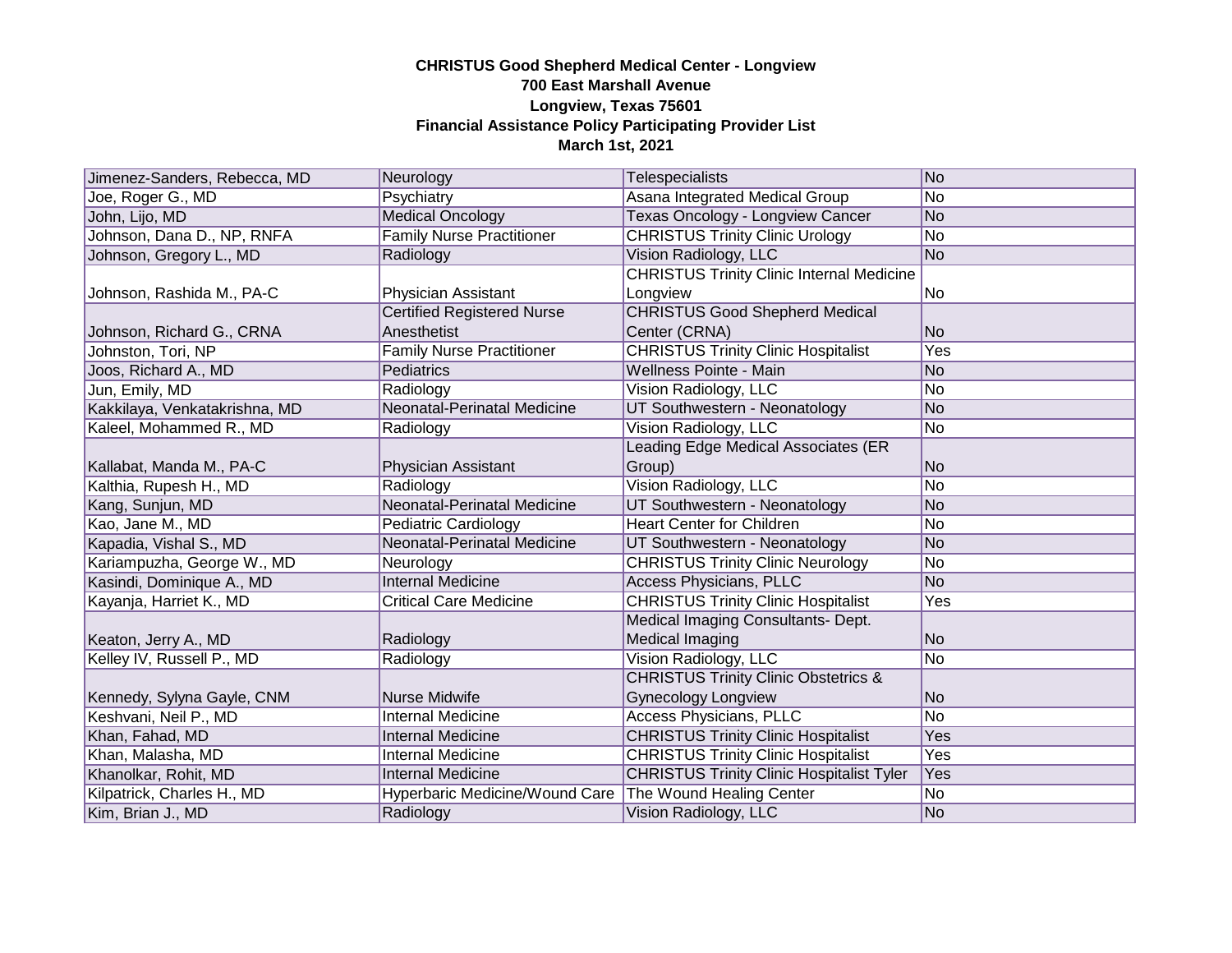**CHRISTUS Good Shepherd Medical Center - Longview**
**700 East Marshall Avenue**
**Longview, Texas 75601**
**Financial Assistance Policy Participating Provider List**
**March 1st, 2021**

| | | | |
|---|---|---|---|
| Jimenez-Sanders, Rebecca, MD | Neurology | Telespecialists | No |
| Joe, Roger G., MD | Psychiatry | Asana Integrated Medical Group | No |
| John, Lijo, MD | Medical Oncology | Texas Oncology - Longview Cancer | No |
| Johnson, Dana D., NP, RNFA | Family Nurse Practitioner | CHRISTUS Trinity Clinic Urology | No |
| Johnson, Gregory L., MD | Radiology | Vision Radiology, LLC | No |
| Johnson, Rashida M., PA-C | Physician Assistant | CHRISTUS Trinity Clinic Internal Medicine Longview | No |
| Johnson, Richard G., CRNA | Certified Registered Nurse Anesthetist | CHRISTUS Good Shepherd Medical Center (CRNA) | No |
| Johnston, Tori, NP | Family Nurse Practitioner | CHRISTUS Trinity Clinic Hospitalist | Yes |
| Joos, Richard A., MD | Pediatrics | Wellness Pointe - Main | No |
| Jun, Emily, MD | Radiology | Vision Radiology, LLC | No |
| Kakkilaya, Venkatakrishna, MD | Neonatal-Perinatal Medicine | UT Southwestern - Neonatology | No |
| Kaleel, Mohammed R., MD | Radiology | Vision Radiology, LLC | No |
| Kallabat, Manda M., PA-C | Physician Assistant | Leading Edge Medical Associates (ER Group) | No |
| Kalthia, Rupesh H., MD | Radiology | Vision Radiology, LLC | No |
| Kang, Sunjun, MD | Neonatal-Perinatal Medicine | UT Southwestern - Neonatology | No |
| Kao, Jane M., MD | Pediatric Cardiology | Heart Center for Children | No |
| Kapadia, Vishal S., MD | Neonatal-Perinatal Medicine | UT Southwestern - Neonatology | No |
| Kariampuzha, George W., MD | Neurology | CHRISTUS Trinity Clinic Neurology | No |
| Kasindi, Dominique A., MD | Internal Medicine | Access Physicians, PLLC | No |
| Kayanja, Harriet K., MD | Critical Care Medicine | CHRISTUS Trinity Clinic Hospitalist | Yes |
| Keaton, Jerry A., MD | Radiology | Medical Imaging Consultants- Dept. Medical Imaging | No |
| Kelley IV, Russell P., MD | Radiology | Vision Radiology, LLC | No |
| Kennedy, Sylyna Gayle, CNM | Nurse Midwife | CHRISTUS Trinity Clinic Obstetrics & Gynecology Longview | No |
| Keshvani, Neil P., MD | Internal Medicine | Access Physicians, PLLC | No |
| Khan, Fahad, MD | Internal Medicine | CHRISTUS Trinity Clinic Hospitalist | Yes |
| Khan, Malasha, MD | Internal Medicine | CHRISTUS Trinity Clinic Hospitalist | Yes |
| Khanolkar, Rohit, MD | Internal Medicine | CHRISTUS Trinity Clinic Hospitalist Tyler | Yes |
| Kilpatrick, Charles H., MD | Hyperbaric Medicine/Wound Care | The Wound Healing Center | No |
| Kim, Brian J., MD | Radiology | Vision Radiology, LLC | No |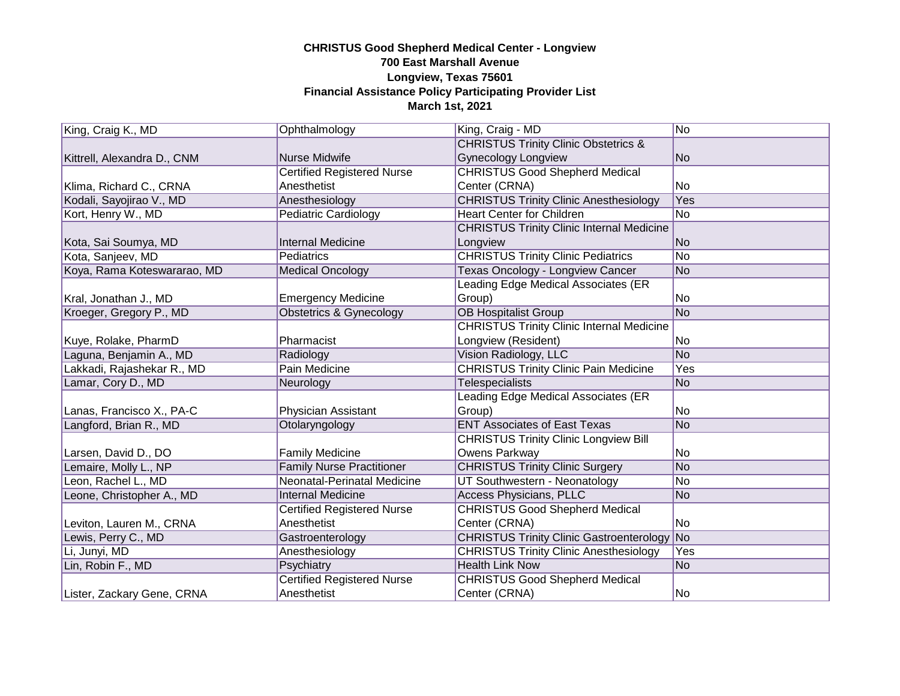**CHRISTUS Good Shepherd Medical Center - Longview**
**700 East Marshall Avenue**
**Longview, Texas 75601**
**Financial Assistance Policy Participating Provider List**
**March 1st, 2021**

| | | | |
|---|---|---|---|
| King, Craig K., MD | Ophthalmology | King, Craig - MD | No |
| Kittrell, Alexandra D., CNM | Nurse Midwife | CHRISTUS Trinity Clinic Obstetrics & Gynecology Longview | No |
| Klima, Richard C., CRNA | Certified Registered Nurse Anesthetist | CHRISTUS Good Shepherd Medical Center (CRNA) | No |
| Kodali, Sayojirao V., MD | Anesthesiology | CHRISTUS Trinity Clinic Anesthesiology | Yes |
| Kort, Henry W., MD | Pediatric Cardiology | Heart Center for Children | No |
| Kota, Sai Soumya, MD | Internal Medicine | CHRISTUS Trinity Clinic Internal Medicine Longview | No |
| Kota, Sanjeev, MD | Pediatrics | CHRISTUS Trinity Clinic Pediatrics | No |
| Koya, Rama Koteswararao, MD | Medical Oncology | Texas Oncology - Longview Cancer | No |
| Kral, Jonathan J., MD | Emergency Medicine | Leading Edge Medical Associates (ER Group) | No |
| Kroeger, Gregory P., MD | Obstetrics & Gynecology | OB Hospitalist Group | No |
| Kuye, Rolake, PharmD | Pharmacist | CHRISTUS Trinity Clinic Internal Medicine Longview (Resident) | No |
| Laguna, Benjamin A., MD | Radiology | Vision Radiology, LLC | No |
| Lakkadi, Rajashekar R., MD | Pain Medicine | CHRISTUS Trinity Clinic Pain Medicine | Yes |
| Lamar, Cory D., MD | Neurology | Telespecialists | No |
| Lanas, Francisco X., PA-C | Physician Assistant | Leading Edge Medical Associates (ER Group) | No |
| Langford, Brian R., MD | Otolaryngology | ENT Associates of East Texas | No |
| Larsen, David D., DO | Family Medicine | CHRISTUS Trinity Clinic Longview Bill Owens Parkway | No |
| Lemaire, Molly L., NP | Family Nurse Practitioner | CHRISTUS Trinity Clinic Surgery | No |
| Leon, Rachel L., MD | Neonatal-Perinatal Medicine | UT Southwestern - Neonatology | No |
| Leone, Christopher A., MD | Internal Medicine | Access Physicians, PLLC | No |
| Leviton, Lauren M., CRNA | Certified Registered Nurse Anesthetist | CHRISTUS Good Shepherd Medical Center (CRNA) | No |
| Lewis, Perry C., MD | Gastroenterology | CHRISTUS Trinity Clinic Gastroenterology | No |
| Li, Junyi, MD | Anesthesiology | CHRISTUS Trinity Clinic Anesthesiology | Yes |
| Lin, Robin F., MD | Psychiatry | Health Link Now | No |
| Lister, Zackary Gene, CRNA | Certified Registered Nurse Anesthetist | CHRISTUS Good Shepherd Medical Center (CRNA) | No |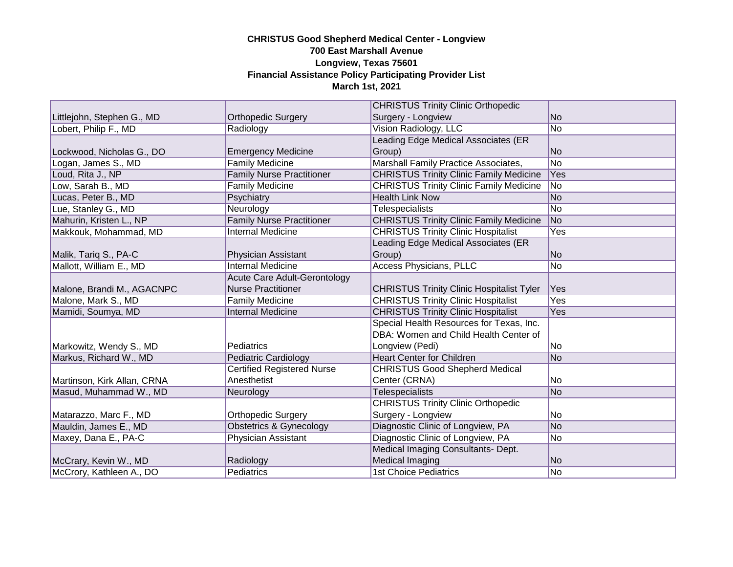**CHRISTUS Good Shepherd Medical Center - Longview**
**700 East Marshall Avenue**
**Longview, Texas 75601**
**Financial Assistance Policy Participating Provider List**
**March 1st, 2021**

| | | | |
|---|---|---|---|
| Littlejohn, Stephen G., MD | Orthopedic Surgery | CHRISTUS Trinity Clinic Orthopedic Surgery - Longview | No |
| Lobert, Philip F., MD | Radiology | Vision Radiology, LLC | No |
| Lockwood, Nicholas G., DO | Emergency Medicine | Leading Edge Medical Associates (ER Group) | No |
| Logan, James S., MD | Family Medicine | Marshall Family Practice Associates, | No |
| Loud, Rita J., NP | Family Nurse Practitioner | CHRISTUS Trinity Clinic Family Medicine | Yes |
| Low, Sarah B., MD | Family Medicine | CHRISTUS Trinity Clinic Family Medicine | No |
| Lucas, Peter B., MD | Psychiatry | Health Link Now | No |
| Lue, Stanley G., MD | Neurology | Telespecialists | No |
| Mahurin, Kristen L., NP | Family Nurse Practitioner | CHRISTUS Trinity Clinic Family Medicine | No |
| Makkouk, Mohammad, MD | Internal Medicine | CHRISTUS Trinity Clinic Hospitalist | Yes |
| Malik, Tariq S., PA-C | Physician Assistant | Leading Edge Medical Associates (ER Group) | No |
| Mallott, William E., MD | Internal Medicine | Access Physicians, PLLC | No |
| Malone, Brandi M., AGACNPC | Acute Care Adult-Gerontology Nurse Practitioner | CHRISTUS Trinity Clinic Hospitalist Tyler | Yes |
| Malone, Mark S., MD | Family Medicine | CHRISTUS Trinity Clinic Hospitalist | Yes |
| Mamidi, Soumya, MD | Internal Medicine | CHRISTUS Trinity Clinic Hospitalist | Yes |
| Markowitz, Wendy S., MD | Pediatrics | Special Health Resources for Texas, Inc. DBA: Women and Child Health Center of Longview (Pedi) | No |
| Markus, Richard W., MD | Pediatric Cardiology | Heart Center for Children | No |
| Martinson, Kirk Allan, CRNA | Certified Registered Nurse Anesthetist | CHRISTUS Good Shepherd Medical Center (CRNA) | No |
| Masud, Muhammad W., MD | Neurology | Telespecialists | No |
| Matarazzo, Marc F., MD | Orthopedic Surgery | CHRISTUS Trinity Clinic Orthopedic Surgery - Longview | No |
| Mauldin, James E., MD | Obstetrics & Gynecology | Diagnostic Clinic of Longview, PA | No |
| Maxey, Dana E., PA-C | Physician Assistant | Diagnostic Clinic of Longview, PA | No |
| McCrary, Kevin W., MD | Radiology | Medical Imaging Consultants- Dept. Medical Imaging | No |
| McCrory, Kathleen A., DO | Pediatrics | 1st Choice Pediatrics | No |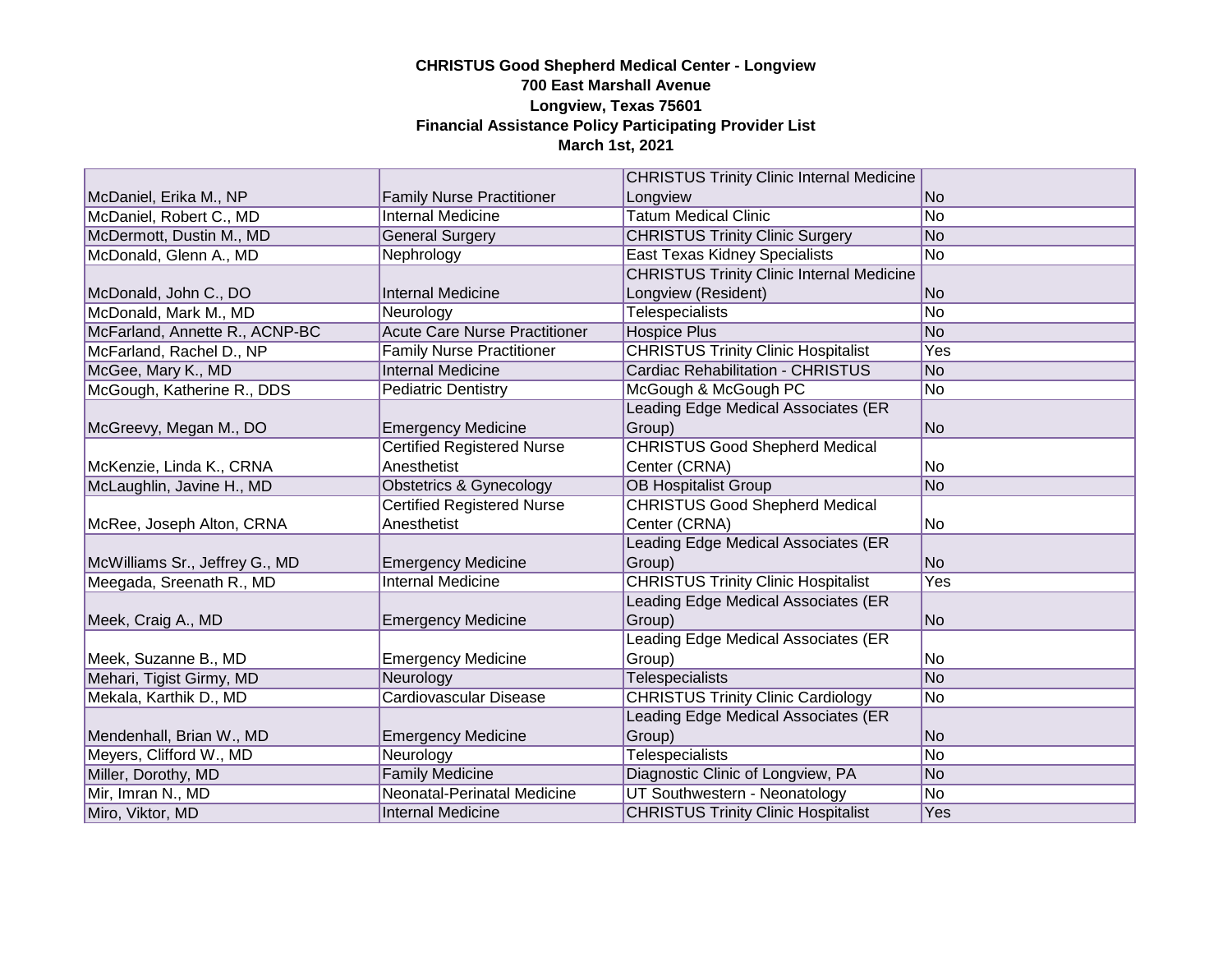**CHRISTUS Good Shepherd Medical Center - Longview**
**700 East Marshall Avenue**
**Longview, Texas 75601**
**Financial Assistance Policy Participating Provider List**
**March 1st, 2021**

| | | | |
|---|---|---|---|
| McDaniel, Erika M., NP | Family Nurse Practitioner | CHRISTUS Trinity Clinic Internal Medicine Longview | No |
| McDaniel, Robert C., MD | Internal Medicine | Tatum Medical Clinic | No |
| McDermott, Dustin M., MD | General Surgery | CHRISTUS Trinity Clinic Surgery | No |
| McDonald, Glenn A., MD | Nephrology | East Texas Kidney Specialists | No |
| McDonald, John C., DO | Internal Medicine | CHRISTUS Trinity Clinic Internal Medicine Longview (Resident) | No |
| McDonald, Mark M., MD | Neurology | Telespecialists | No |
| McFarland, Annette R., ACNP-BC | Acute Care Nurse Practitioner | Hospice Plus | No |
| McFarland, Rachel D., NP | Family Nurse Practitioner | CHRISTUS Trinity Clinic Hospitalist | Yes |
| McGee, Mary K., MD | Internal Medicine | Cardiac Rehabilitation - CHRISTUS | No |
| McGough, Katherine R., DDS | Pediatric Dentistry | McGough & McGough PC | No |
| McGreevy, Megan M., DO | Emergency Medicine | Leading Edge Medical Associates (ER Group) | No |
| McKenzie, Linda K., CRNA | Certified Registered Nurse Anesthetist | CHRISTUS Good Shepherd Medical Center (CRNA) | No |
| McLaughlin, Javine H., MD | Obstetrics & Gynecology | OB Hospitalist Group | No |
| McRee, Joseph Alton, CRNA | Certified Registered Nurse Anesthetist | CHRISTUS Good Shepherd Medical Center (CRNA) | No |
| McWilliams Sr., Jeffrey G., MD | Emergency Medicine | Leading Edge Medical Associates (ER Group) | No |
| Meegada, Sreenath R., MD | Internal Medicine | CHRISTUS Trinity Clinic Hospitalist | Yes |
| Meek, Craig A., MD | Emergency Medicine | Leading Edge Medical Associates (ER Group) | No |
| Meek, Suzanne B., MD | Emergency Medicine | Leading Edge Medical Associates (ER Group) | No |
| Mehari, Tigist Girmy, MD | Neurology | Telespecialists | No |
| Mekala, Karthik D., MD | Cardiovascular Disease | CHRISTUS Trinity Clinic Cardiology | No |
| Mendenhall, Brian W., MD | Emergency Medicine | Leading Edge Medical Associates (ER Group) | No |
| Meyers, Clifford W., MD | Neurology | Telespecialists | No |
| Miller, Dorothy, MD | Family Medicine | Diagnostic Clinic of Longview, PA | No |
| Mir, Imran N., MD | Neonatal-Perinatal Medicine | UT Southwestern - Neonatology | No |
| Miro, Viktor, MD | Internal Medicine | CHRISTUS Trinity Clinic Hospitalist | Yes |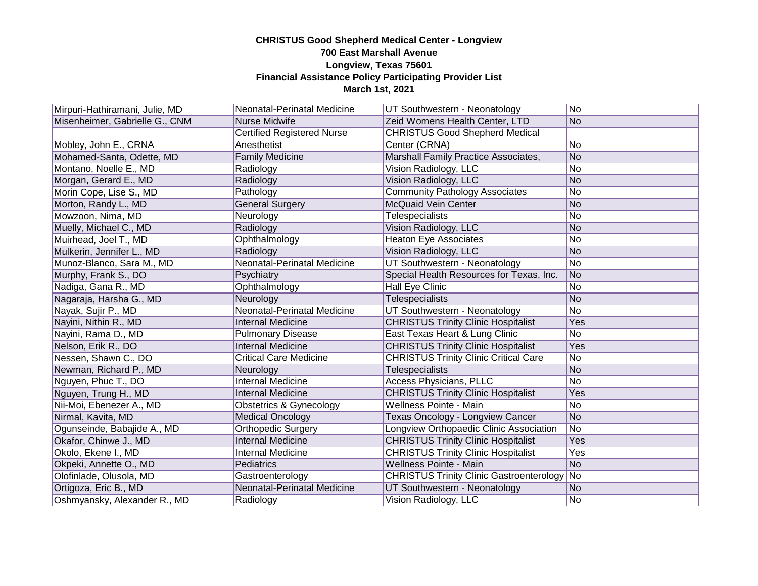**CHRISTUS Good Shepherd Medical Center - Longview**
**700 East Marshall Avenue**
**Longview, Texas 75601**
**Financial Assistance Policy Participating Provider List**
**March 1st, 2021**

| | | | |
|---|---|---|---|
| Mirpuri-Hathiramani, Julie, MD | Neonatal-Perinatal Medicine | UT Southwestern - Neonatology | No |
| Misenheimer, Gabrielle G., CNM | Nurse Midwife | Zeid Womens Health Center, LTD | No |
| Mobley, John E., CRNA | Certified Registered Nurse Anesthetist | CHRISTUS Good Shepherd Medical Center (CRNA) | No |
| Mohamed-Santa, Odette, MD | Family Medicine | Marshall Family Practice Associates, | No |
| Montano, Noelle E., MD | Radiology | Vision Radiology, LLC | No |
| Morgan, Gerard E., MD | Radiology | Vision Radiology, LLC | No |
| Morin Cope, Lise S., MD | Pathology | Community Pathology Associates | No |
| Morton, Randy L., MD | General Surgery | McQuaid Vein Center | No |
| Mowzoon, Nima, MD | Neurology | Telespecialists | No |
| Muelly, Michael C., MD | Radiology | Vision Radiology, LLC | No |
| Muirhead, Joel T., MD | Ophthalmology | Heaton Eye Associates | No |
| Mulkerin, Jennifer L., MD | Radiology | Vision Radiology, LLC | No |
| Munoz-Blanco, Sara M., MD | Neonatal-Perinatal Medicine | UT Southwestern - Neonatology | No |
| Murphy, Frank S., DO | Psychiatry | Special Health Resources for Texas, Inc. | No |
| Nadiga, Gana R., MD | Ophthalmology | Hall Eye Clinic | No |
| Nagaraja, Harsha G., MD | Neurology | Telespecialists | No |
| Nayak, Sujir P., MD | Neonatal-Perinatal Medicine | UT Southwestern - Neonatology | No |
| Nayini, Nithin R., MD | Internal Medicine | CHRISTUS Trinity Clinic Hospitalist | Yes |
| Nayini, Rama D., MD | Pulmonary Disease | East Texas Heart & Lung Clinic | No |
| Nelson, Erik R., DO | Internal Medicine | CHRISTUS Trinity Clinic Hospitalist | Yes |
| Nessen, Shawn C., DO | Critical Care Medicine | CHRISTUS Trinity Clinic Critical Care | No |
| Newman, Richard P., MD | Neurology | Telespecialists | No |
| Nguyen, Phuc T., DO | Internal Medicine | Access Physicians, PLLC | No |
| Nguyen, Trung H., MD | Internal Medicine | CHRISTUS Trinity Clinic Hospitalist | Yes |
| Nii-Moi, Ebenezer A., MD | Obstetrics & Gynecology | Wellness Pointe - Main | No |
| Nirmal, Kavita, MD | Medical Oncology | Texas Oncology - Longview Cancer | No |
| Ogunseinde, Babajide A., MD | Orthopedic Surgery | Longview Orthopaedic Clinic Association | No |
| Okafor, Chinwe J., MD | Internal Medicine | CHRISTUS Trinity Clinic Hospitalist | Yes |
| Okolo, Ekene I., MD | Internal Medicine | CHRISTUS Trinity Clinic Hospitalist | Yes |
| Okpeki, Annette O., MD | Pediatrics | Wellness Pointe - Main | No |
| Olofinlade, Olusola, MD | Gastroenterology | CHRISTUS Trinity Clinic Gastroenterology | No |
| Ortigoza, Eric B., MD | Neonatal-Perinatal Medicine | UT Southwestern - Neonatology | No |
| Oshmyansky, Alexander R., MD | Radiology | Vision Radiology, LLC | No |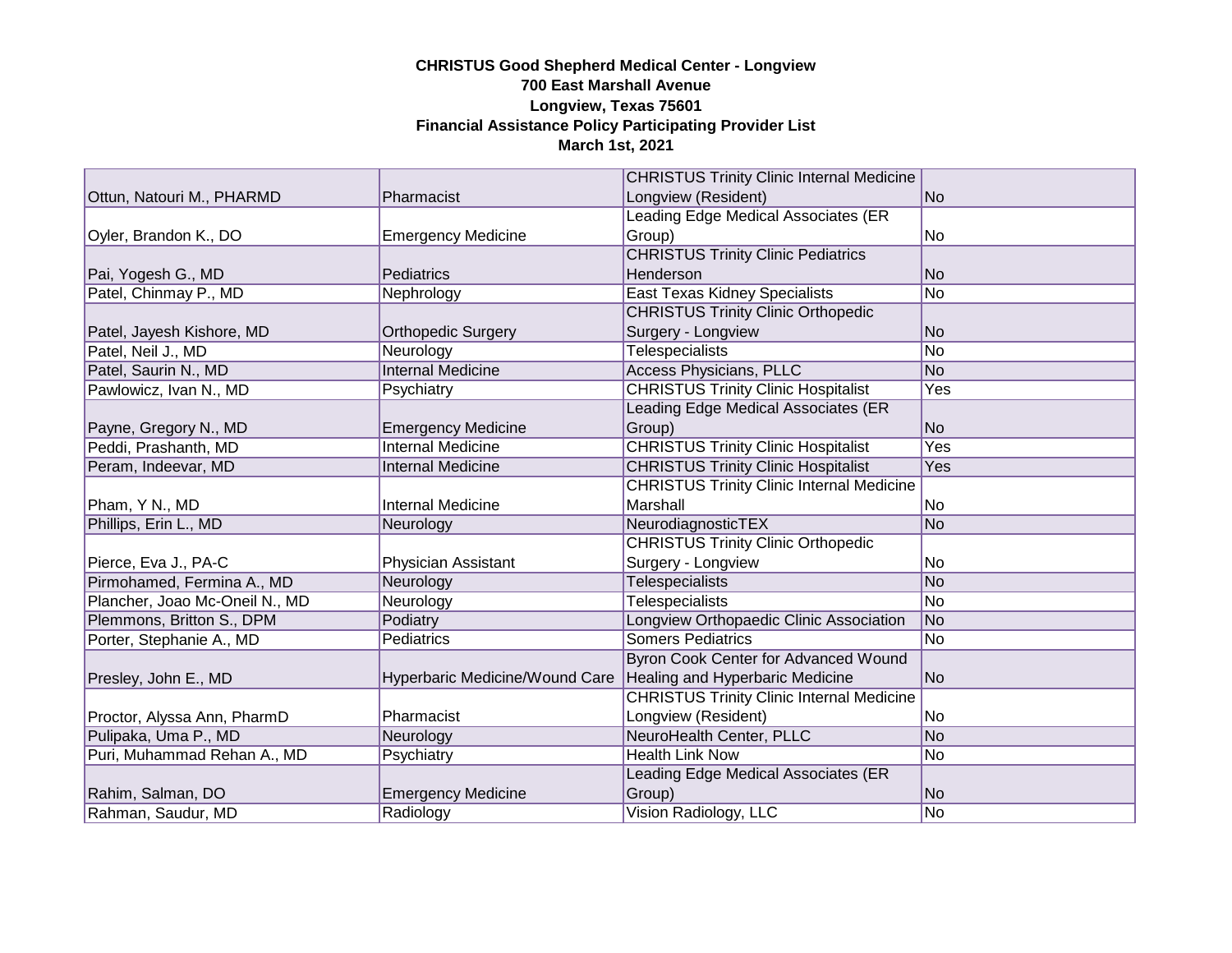**CHRISTUS Good Shepherd Medical Center - Longview**
**700 East Marshall Avenue**
**Longview, Texas 75601**
**Financial Assistance Policy Participating Provider List**
**March 1st, 2021**

| | | | |
|---|---|---|---|
| Ottun, Natouri M., PHARMD | Pharmacist | CHRISTUS Trinity Clinic Internal Medicine Longview (Resident) | No |
| Oyler, Brandon K., DO | Emergency Medicine | Leading Edge Medical Associates (ER Group) | No |
| Pai, Yogesh G., MD | Pediatrics | CHRISTUS Trinity Clinic Pediatrics Henderson | No |
| Patel, Chinmay P., MD | Nephrology | East Texas Kidney Specialists | No |
| Patel, Jayesh Kishore, MD | Orthopedic Surgery | CHRISTUS Trinity Clinic Orthopedic Surgery - Longview | No |
| Patel, Neil J., MD | Neurology | Telespecialists | No |
| Patel, Saurin N., MD | Internal Medicine | Access Physicians, PLLC | No |
| Pawlowicz, Ivan N., MD | Psychiatry | CHRISTUS Trinity Clinic Hospitalist | Yes |
| Payne, Gregory N., MD | Emergency Medicine | Leading Edge Medical Associates (ER Group) | No |
| Peddi, Prashanth, MD | Internal Medicine | CHRISTUS Trinity Clinic Hospitalist | Yes |
| Peram, Indeevar, MD | Internal Medicine | CHRISTUS Trinity Clinic Hospitalist | Yes |
| Pham, Y N., MD | Internal Medicine | CHRISTUS Trinity Clinic Internal Medicine Marshall | No |
| Phillips, Erin L., MD | Neurology | NeurodiagnosticTEX | No |
| Pierce, Eva J., PA-C | Physician Assistant | CHRISTUS Trinity Clinic Orthopedic Surgery - Longview | No |
| Pirmohamed, Fermina A., MD | Neurology | Telespecialists | No |
| Plancher, Joao Mc-Oneil N., MD | Neurology | Telespecialists | No |
| Plemmons, Britton S., DPM | Podiatry | Longview Orthopaedic Clinic Association | No |
| Porter, Stephanie A., MD | Pediatrics | Somers Pediatrics | No |
| Presley, John E., MD | Hyperbaric Medicine/Wound Care | Byron Cook Center for Advanced Wound Healing and Hyperbaric Medicine | No |
| Proctor, Alyssa Ann, PharmD | Pharmacist | CHRISTUS Trinity Clinic Internal Medicine Longview (Resident) | No |
| Pulipaka, Uma P., MD | Neurology | NeuroHealth Center, PLLC | No |
| Puri, Muhammad Rehan A., MD | Psychiatry | Health Link Now | No |
| Rahim, Salman, DO | Emergency Medicine | Leading Edge Medical Associates (ER Group) | No |
| Rahman, Saudur, MD | Radiology | Vision Radiology, LLC | No |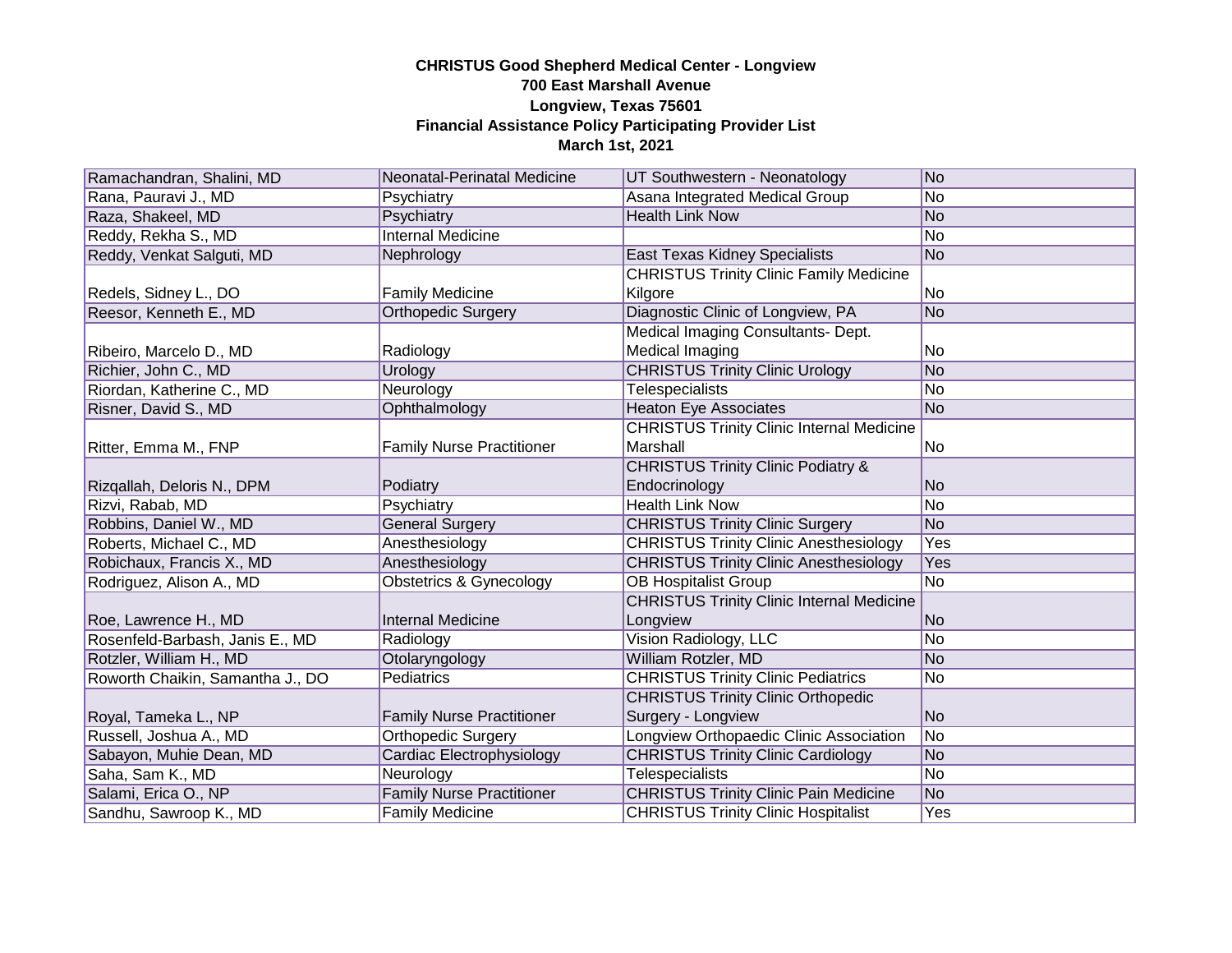**CHRISTUS Good Shepherd Medical Center - Longview**
**700 East Marshall Avenue**
**Longview, Texas 75601**
**Financial Assistance Policy Participating Provider List**
**March 1st, 2021**

| | | | |
|---|---|---|---|
| Ramachandran, Shalini, MD | Neonatal-Perinatal Medicine | UT Southwestern - Neonatology | No |
| Rana, Pauravi J., MD | Psychiatry | Asana Integrated Medical Group | No |
| Raza, Shakeel, MD | Psychiatry | Health Link Now | No |
| Reddy, Rekha S., MD | Internal Medicine | | No |
| Reddy, Venkat Salguti, MD | Nephrology | East Texas Kidney Specialists | No |
| Redels, Sidney L., DO | Family Medicine | CHRISTUS Trinity Clinic Family Medicine Kilgore | No |
| Reesor, Kenneth E., MD | Orthopedic Surgery | Diagnostic Clinic of Longview, PA | No |
| Ribeiro, Marcelo D., MD | Radiology | Medical Imaging Consultants- Dept. Medical Imaging | No |
| Richier, John C., MD | Urology | CHRISTUS Trinity Clinic Urology | No |
| Riordan, Katherine C., MD | Neurology | Telespecialists | No |
| Risner, David S., MD | Ophthalmology | Heaton Eye Associates | No |
| Ritter, Emma M., FNP | Family Nurse Practitioner | CHRISTUS Trinity Clinic Internal Medicine Marshall | No |
| Rizqallah, Deloris N., DPM | Podiatry | CHRISTUS Trinity Clinic Podiatry & Endocrinology | No |
| Rizvi, Rabab, MD | Psychiatry | Health Link Now | No |
| Robbins, Daniel W., MD | General Surgery | CHRISTUS Trinity Clinic Surgery | No |
| Roberts, Michael C., MD | Anesthesiology | CHRISTUS Trinity Clinic Anesthesiology | Yes |
| Robichaux, Francis X., MD | Anesthesiology | CHRISTUS Trinity Clinic Anesthesiology | Yes |
| Rodriguez, Alison A., MD | Obstetrics & Gynecology | OB Hospitalist Group | No |
| Roe, Lawrence H., MD | Internal Medicine | CHRISTUS Trinity Clinic Internal Medicine Longview | No |
| Rosenfeld-Barbash, Janis E., MD | Radiology | Vision Radiology, LLC | No |
| Rotzler, William H., MD | Otolaryngology | William Rotzler, MD | No |
| Roworth Chaikin, Samantha J., DO | Pediatrics | CHRISTUS Trinity Clinic Pediatrics | No |
| Royal, Tameka L., NP | Family Nurse Practitioner | CHRISTUS Trinity Clinic Orthopedic Surgery - Longview | No |
| Russell, Joshua A., MD | Orthopedic Surgery | Longview Orthopaedic Clinic Association | No |
| Sabayon, Muhie Dean, MD | Cardiac Electrophysiology | CHRISTUS Trinity Clinic Cardiology | No |
| Saha, Sam K., MD | Neurology | Telespecialists | No |
| Salami, Erica O., NP | Family Nurse Practitioner | CHRISTUS Trinity Clinic Pain Medicine | No |
| Sandhu, Sawroop K., MD | Family Medicine | CHRISTUS Trinity Clinic Hospitalist | Yes |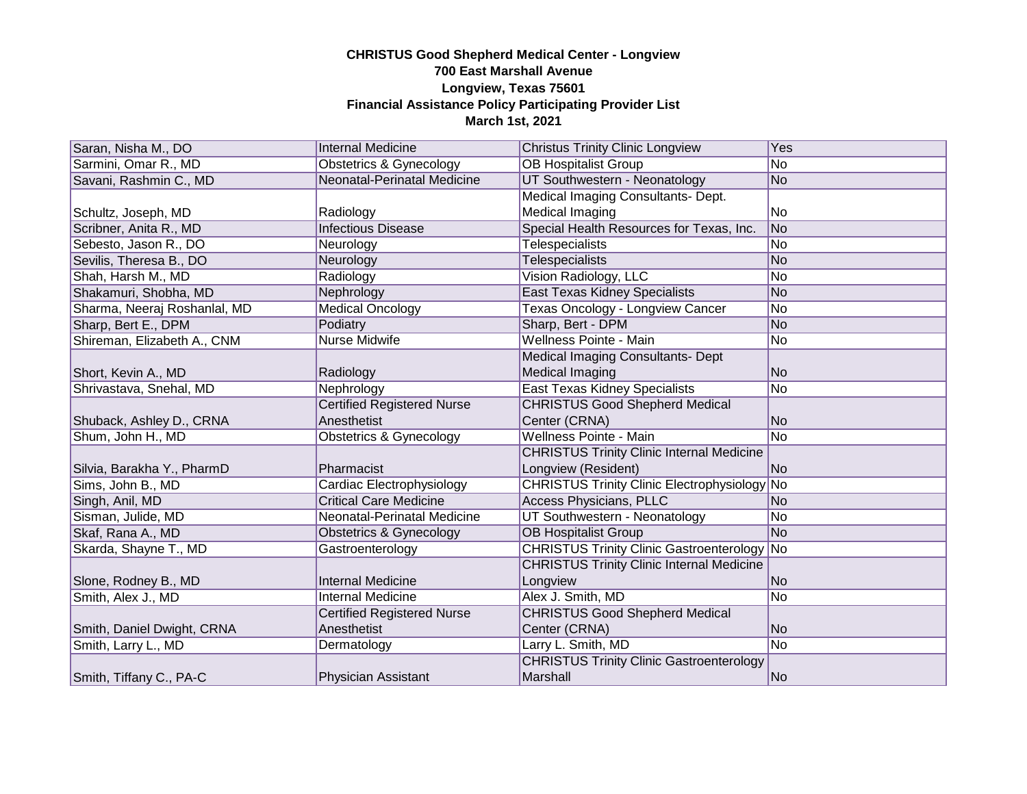**CHRISTUS Good Shepherd Medical Center - Longview**
**700 East Marshall Avenue**
**Longview, Texas 75601**
**Financial Assistance Policy Participating Provider List**
**March 1st, 2021**

| | | | |
|---|---|---|---|
| Saran, Nisha M., DO | Internal Medicine | Christus Trinity Clinic Longview | Yes |
| Sarmini, Omar R., MD | Obstetrics & Gynecology | OB Hospitalist Group | No |
| Savani, Rashmin C., MD | Neonatal-Perinatal Medicine | UT Southwestern - Neonatology | No |
| Schultz, Joseph, MD | Radiology | Medical Imaging Consultants- Dept. Medical Imaging | No |
| Scribner, Anita R., MD | Infectious Disease | Special Health Resources for Texas, Inc. | No |
| Sebesto, Jason R., DO | Neurology | Telespecialists | No |
| Sevilis, Theresa B., DO | Neurology | Telespecialists | No |
| Shah, Harsh M., MD | Radiology | Vision Radiology, LLC | No |
| Shakamuri, Shobha, MD | Nephrology | East Texas Kidney Specialists | No |
| Sharma, Neeraj Roshanlal, MD | Medical Oncology | Texas Oncology - Longview Cancer | No |
| Sharp, Bert E., DPM | Podiatry | Sharp, Bert - DPM | No |
| Shireman, Elizabeth A., CNM | Nurse Midwife | Wellness Pointe - Main | No |
| Short, Kevin A., MD | Radiology | Medical Imaging Consultants- Dept Medical Imaging | No |
| Shrivastava, Snehal, MD | Nephrology | East Texas Kidney Specialists | No |
| Shuback, Ashley D., CRNA | Certified Registered Nurse Anesthetist | CHRISTUS Good Shepherd Medical Center (CRNA) | No |
| Shum, John H., MD | Obstetrics & Gynecology | Wellness Pointe - Main | No |
| Silvia, Barakha Y., PharmD | Pharmacist | CHRISTUS Trinity Clinic Internal Medicine Longview (Resident) | No |
| Sims, John B., MD | Cardiac Electrophysiology | CHRISTUS Trinity Clinic Electrophysiology | No |
| Singh, Anil, MD | Critical Care Medicine | Access Physicians, PLLC | No |
| Sisman, Julide, MD | Neonatal-Perinatal Medicine | UT Southwestern - Neonatology | No |
| Skaf, Rana A., MD | Obstetrics & Gynecology | OB Hospitalist Group | No |
| Skarda, Shayne T., MD | Gastroenterology | CHRISTUS Trinity Clinic Gastroenterology | No |
| Slone, Rodney B., MD | Internal Medicine | CHRISTUS Trinity Clinic Internal Medicine Longview | No |
| Smith, Alex J., MD | Internal Medicine | Alex J. Smith, MD | No |
| Smith, Daniel Dwight, CRNA | Certified Registered Nurse Anesthetist | CHRISTUS Good Shepherd Medical Center (CRNA) | No |
| Smith, Larry L., MD | Dermatology | Larry L. Smith, MD | No |
| Smith, Tiffany C., PA-C | Physician Assistant | CHRISTUS Trinity Clinic Gastroenterology Marshall | No |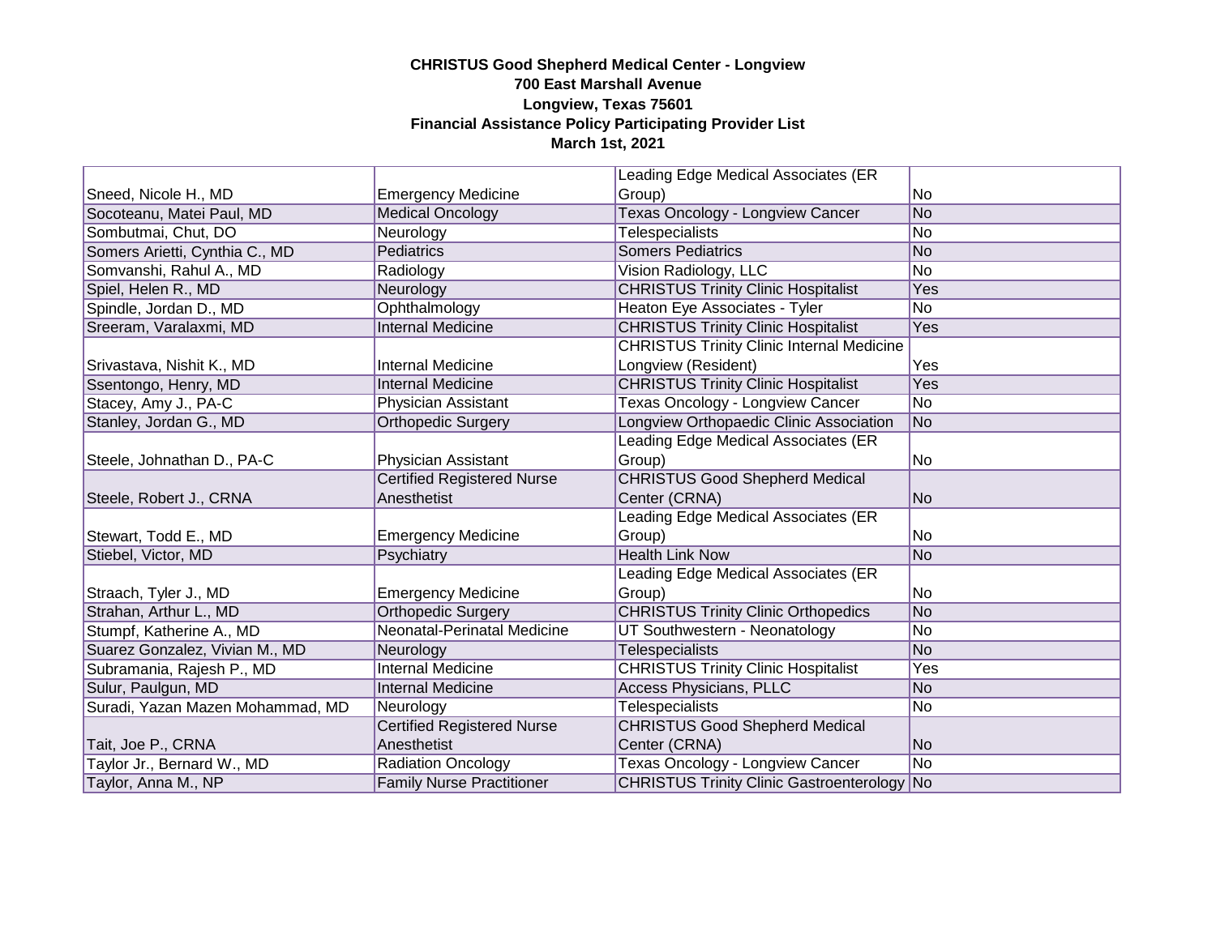**CHRISTUS Good Shepherd Medical Center - Longview**
**700 East Marshall Avenue**
**Longview, Texas 75601**
**Financial Assistance Policy Participating Provider List**
**March 1st, 2021**

| | | | |
|---|---|---|---|
| Sneed, Nicole H., MD | Emergency Medicine | Leading Edge Medical Associates (ER Group) | No |
| Socoteanu, Matei Paul, MD | Medical Oncology | Texas Oncology - Longview Cancer | No |
| Sombutmai, Chut, DO | Neurology | Telespecialists | No |
| Somers Arietti, Cynthia C., MD | Pediatrics | Somers Pediatrics | No |
| Somvanshi, Rahul A., MD | Radiology | Vision Radiology, LLC | No |
| Spiel, Helen R., MD | Neurology | CHRISTUS Trinity Clinic Hospitalist | Yes |
| Spindle, Jordan D., MD | Ophthalmology | Heaton Eye Associates - Tyler | No |
| Sreeram, Varalaxmi, MD | Internal Medicine | CHRISTUS Trinity Clinic Hospitalist | Yes |
| Srivastava, Nishit K., MD | Internal Medicine | CHRISTUS Trinity Clinic Internal Medicine Longview (Resident) | Yes |
| Ssentongo, Henry, MD | Internal Medicine | CHRISTUS Trinity Clinic Hospitalist | Yes |
| Stacey, Amy J., PA-C | Physician Assistant | Texas Oncology - Longview Cancer | No |
| Stanley, Jordan G., MD | Orthopedic Surgery | Longview Orthopaedic Clinic Association | No |
| Steele, Johnathan D., PA-C | Physician Assistant | Leading Edge Medical Associates (ER Group) | No |
| Steele, Robert J., CRNA | Certified Registered Nurse Anesthetist | CHRISTUS Good Shepherd Medical Center (CRNA) | No |
| Stewart, Todd E., MD | Emergency Medicine | Leading Edge Medical Associates (ER Group) | No |
| Stiebel, Victor, MD | Psychiatry | Health Link Now | No |
| Straach, Tyler J., MD | Emergency Medicine | Leading Edge Medical Associates (ER Group) | No |
| Strahan, Arthur L., MD | Orthopedic Surgery | CHRISTUS Trinity Clinic Orthopedics | No |
| Stumpf, Katherine A., MD | Neonatal-Perinatal Medicine | UT Southwestern - Neonatology | No |
| Suarez Gonzalez, Vivian M., MD | Neurology | Telespecialists | No |
| Subramania, Rajesh P., MD | Internal Medicine | CHRISTUS Trinity Clinic Hospitalist | Yes |
| Sulur, Paulgun, MD | Internal Medicine | Access Physicians, PLLC | No |
| Suradi, Yazan Mazen Mohammad, MD | Neurology | Telespecialists | No |
| Tait, Joe P., CRNA | Certified Registered Nurse Anesthetist | CHRISTUS Good Shepherd Medical Center (CRNA) | No |
| Taylor Jr., Bernard W., MD | Radiation Oncology | Texas Oncology - Longview Cancer | No |
| Taylor, Anna M., NP | Family Nurse Practitioner | CHRISTUS Trinity Clinic Gastroenterology | No |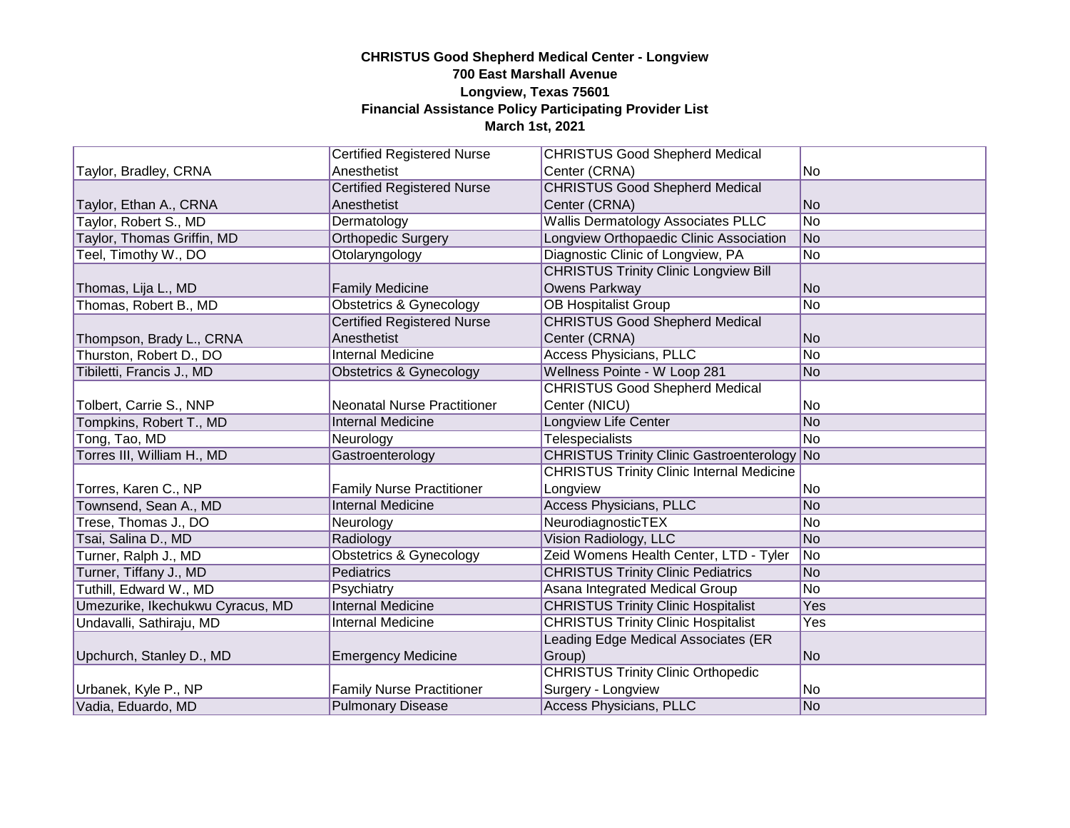**CHRISTUS Good Shepherd Medical Center - Longview**
**700 East Marshall Avenue**
**Longview, Texas 75601**
**Financial Assistance Policy Participating Provider List**
**March 1st, 2021**

| | | | |
|---|---|---|---|
| Taylor, Bradley, CRNA | Certified Registered Nurse Anesthetist | CHRISTUS Good Shepherd Medical Center (CRNA) | No |
| Taylor, Ethan A., CRNA | Certified Registered Nurse Anesthetist | CHRISTUS Good Shepherd Medical Center (CRNA) | No |
| Taylor, Robert S., MD | Dermatology | Wallis Dermatology Associates PLLC | No |
| Taylor, Thomas Griffin, MD | Orthopedic Surgery | Longview Orthopaedic Clinic Association | No |
| Teel, Timothy W., DO | Otolaryngology | Diagnostic Clinic of Longview, PA | No |
| Thomas, Lija L., MD | Family Medicine | CHRISTUS Trinity Clinic Longview Bill Owens Parkway | No |
| Thomas, Robert B., MD | Obstetrics & Gynecology | OB Hospitalist Group | No |
| Thompson, Brady L., CRNA | Certified Registered Nurse Anesthetist | CHRISTUS Good Shepherd Medical Center (CRNA) | No |
| Thurston, Robert D., DO | Internal Medicine | Access Physicians, PLLC | No |
| Tibiletti, Francis J., MD | Obstetrics & Gynecology | Wellness Pointe - W Loop 281 | No |
| Tolbert, Carrie S., NNP | Neonatal Nurse Practitioner | CHRISTUS Good Shepherd Medical Center (NICU) | No |
| Tompkins, Robert T., MD | Internal Medicine | Longview Life Center | No |
| Tong, Tao, MD | Neurology | Telespecialists | No |
| Torres III, William H., MD | Gastroenterology | CHRISTUS Trinity Clinic Gastroenterology | No |
| Torres, Karen C., NP | Family Nurse Practitioner | CHRISTUS Trinity Clinic Internal Medicine Longview | No |
| Townsend, Sean A., MD | Internal Medicine | Access Physicians, PLLC | No |
| Trese, Thomas J., DO | Neurology | NeurodiagnosticTEX | No |
| Tsai, Salina D., MD | Radiology | Vision Radiology, LLC | No |
| Turner, Ralph J., MD | Obstetrics & Gynecology | Zeid Womens Health Center, LTD - Tyler | No |
| Turner, Tiffany J., MD | Pediatrics | CHRISTUS Trinity Clinic Pediatrics | No |
| Tuthill, Edward W., MD | Psychiatry | Asana Integrated Medical Group | No |
| Umezurike, Ikechukwu Cyracus, MD | Internal Medicine | CHRISTUS Trinity Clinic Hospitalist | Yes |
| Undavalli, Sathiraju, MD | Internal Medicine | CHRISTUS Trinity Clinic Hospitalist | Yes |
| Upchurch, Stanley D., MD | Emergency Medicine | Leading Edge Medical Associates (ER Group) | No |
| Urbanek, Kyle P., NP | Family Nurse Practitioner | CHRISTUS Trinity Clinic Orthopedic Surgery - Longview | No |
| Vadia, Eduardo, MD | Pulmonary Disease | Access Physicians, PLLC | No |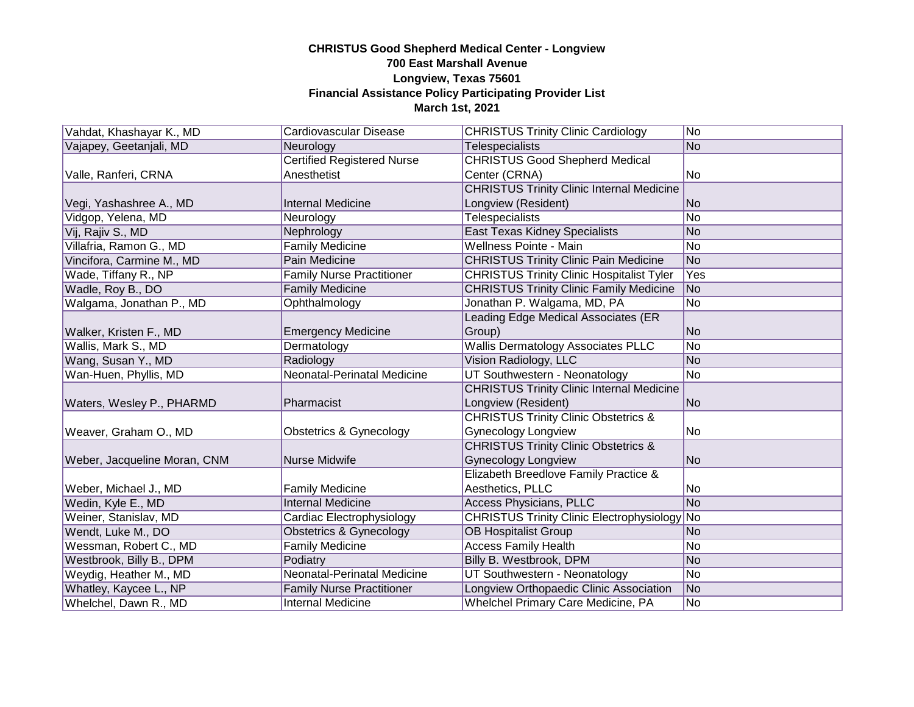**CHRISTUS Good Shepherd Medical Center - Longview**
**700 East Marshall Avenue**
**Longview, Texas 75601**
**Financial Assistance Policy Participating Provider List**
**March 1st, 2021**

| | | | |
|---|---|---|---|
| Vahdat, Khashayar K., MD | Cardiovascular Disease | CHRISTUS Trinity Clinic Cardiology | No |
| Vajapey, Geetanjali, MD | Neurology | Telespecialists | No |
| Valle, Ranferi, CRNA | Certified Registered Nurse Anesthetist | CHRISTUS Good Shepherd Medical Center (CRNA) | No |
| Vegi, Yashashree A., MD | Internal Medicine | CHRISTUS Trinity Clinic Internal Medicine Longview (Resident) | No |
| Vidgop, Yelena, MD | Neurology | Telespecialists | No |
| Vij, Rajiv S., MD | Nephrology | East Texas Kidney Specialists | No |
| Villafria, Ramon G., MD | Family Medicine | Wellness Pointe - Main | No |
| Vincifora, Carmine M., MD | Pain Medicine | CHRISTUS Trinity Clinic Pain Medicine | No |
| Wade, Tiffany R., NP | Family Nurse Practitioner | CHRISTUS Trinity Clinic Hospitalist Tyler | Yes |
| Wadle, Roy B., DO | Family Medicine | CHRISTUS Trinity Clinic Family Medicine | No |
| Walgama, Jonathan P., MD | Ophthalmology | Jonathan P. Walgama, MD, PA | No |
| Walker, Kristen F., MD | Emergency Medicine | Leading Edge Medical Associates (ER Group) | No |
| Wallis, Mark S., MD | Dermatology | Wallis Dermatology Associates PLLC | No |
| Wang, Susan Y., MD | Radiology | Vision Radiology, LLC | No |
| Wan-Huen, Phyllis, MD | Neonatal-Perinatal Medicine | UT Southwestern - Neonatology | No |
| Waters, Wesley P., PHARMD | Pharmacist | CHRISTUS Trinity Clinic Internal Medicine Longview (Resident) | No |
| Weaver, Graham O., MD | Obstetrics & Gynecology | CHRISTUS Trinity Clinic Obstetrics & Gynecology Longview | No |
| Weber, Jacqueline Moran, CNM | Nurse Midwife | CHRISTUS Trinity Clinic Obstetrics & Gynecology Longview | No |
| Weber, Michael J., MD | Family Medicine | Elizabeth Breedlove Family Practice & Aesthetics, PLLC | No |
| Wedin, Kyle E., MD | Internal Medicine | Access Physicians, PLLC | No |
| Weiner, Stanislav, MD | Cardiac Electrophysiology | CHRISTUS Trinity Clinic Electrophysiology | No |
| Wendt, Luke M., DO | Obstetrics & Gynecology | OB Hospitalist Group | No |
| Wessman, Robert C., MD | Family Medicine | Access Family Health | No |
| Westbrook, Billy B., DPM | Podiatry | Billy B. Westbrook, DPM | No |
| Weydig, Heather M., MD | Neonatal-Perinatal Medicine | UT Southwestern - Neonatology | No |
| Whatley, Kaycee L., NP | Family Nurse Practitioner | Longview Orthopaedic Clinic Association | No |
| Whelchel, Dawn R., MD | Internal Medicine | Whelchel Primary Care Medicine, PA | No |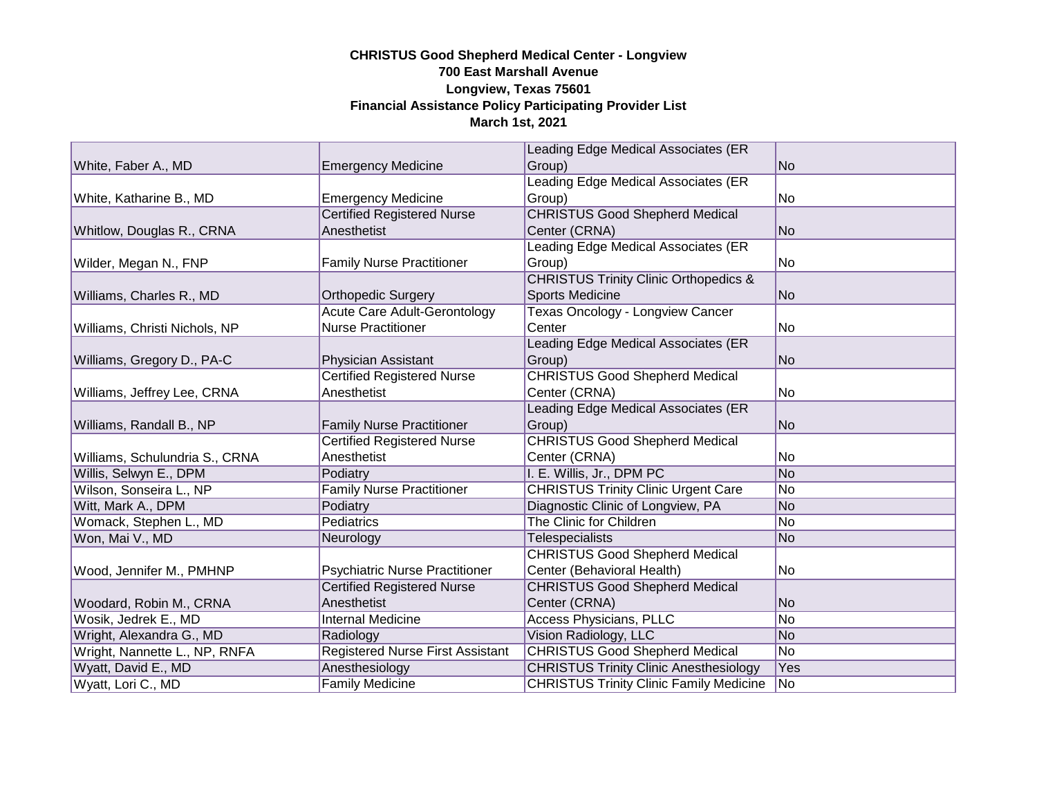**CHRISTUS Good Shepherd Medical Center - Longview**
**700 East Marshall Avenue**
**Longview, Texas 75601**
**Financial Assistance Policy Participating Provider List**
**March 1st, 2021**

| | | | |
|---|---|---|---|
| White, Faber A., MD | Emergency Medicine | Leading Edge Medical Associates (ER Group) | No |
| White, Katharine B., MD | Emergency Medicine | Leading Edge Medical Associates (ER Group) | No |
| Whitlow, Douglas R., CRNA | Certified Registered Nurse Anesthetist | CHRISTUS Good Shepherd Medical Center (CRNA) | No |
| Wilder, Megan N., FNP | Family Nurse Practitioner | Leading Edge Medical Associates (ER Group) | No |
| Williams, Charles R., MD | Orthopedic Surgery | CHRISTUS Trinity Clinic Orthopedics & Sports Medicine | No |
| Williams, Christi Nichols, NP | Acute Care Adult-Gerontology Nurse Practitioner | Texas Oncology - Longview Cancer Center | No |
| Williams, Gregory D., PA-C | Physician Assistant | Leading Edge Medical Associates (ER Group) | No |
| Williams, Jeffrey Lee, CRNA | Certified Registered Nurse Anesthetist | CHRISTUS Good Shepherd Medical Center (CRNA) | No |
| Williams, Randall B., NP | Family Nurse Practitioner | Leading Edge Medical Associates (ER Group) | No |
| Williams, Schulundria S., CRNA | Certified Registered Nurse Anesthetist | CHRISTUS Good Shepherd Medical Center (CRNA) | No |
| Willis, Selwyn E., DPM | Podiatry | I. E. Willis, Jr., DPM PC | No |
| Wilson, Sonseira L., NP | Family Nurse Practitioner | CHRISTUS Trinity Clinic Urgent Care | No |
| Witt, Mark A., DPM | Podiatry | Diagnostic Clinic of Longview, PA | No |
| Womack, Stephen L., MD | Pediatrics | The Clinic for Children | No |
| Won, Mai V., MD | Neurology | Telespecialists | No |
| Wood, Jennifer M., PMHNP | Psychiatric Nurse Practitioner | CHRISTUS Good Shepherd Medical Center (Behavioral Health) | No |
| Woodard, Robin M., CRNA | Certified Registered Nurse Anesthetist | CHRISTUS Good Shepherd Medical Center (CRNA) | No |
| Wosik, Jedrek E., MD | Internal Medicine | Access Physicians, PLLC | No |
| Wright, Alexandra G., MD | Radiology | Vision Radiology, LLC | No |
| Wright, Nannette L., NP, RNFA | Registered Nurse First Assistant | CHRISTUS Good Shepherd Medical | No |
| Wyatt, David E., MD | Anesthesiology | CHRISTUS Trinity Clinic Anesthesiology | Yes |
| Wyatt, Lori C., MD | Family Medicine | CHRISTUS Trinity Clinic Family Medicine | No |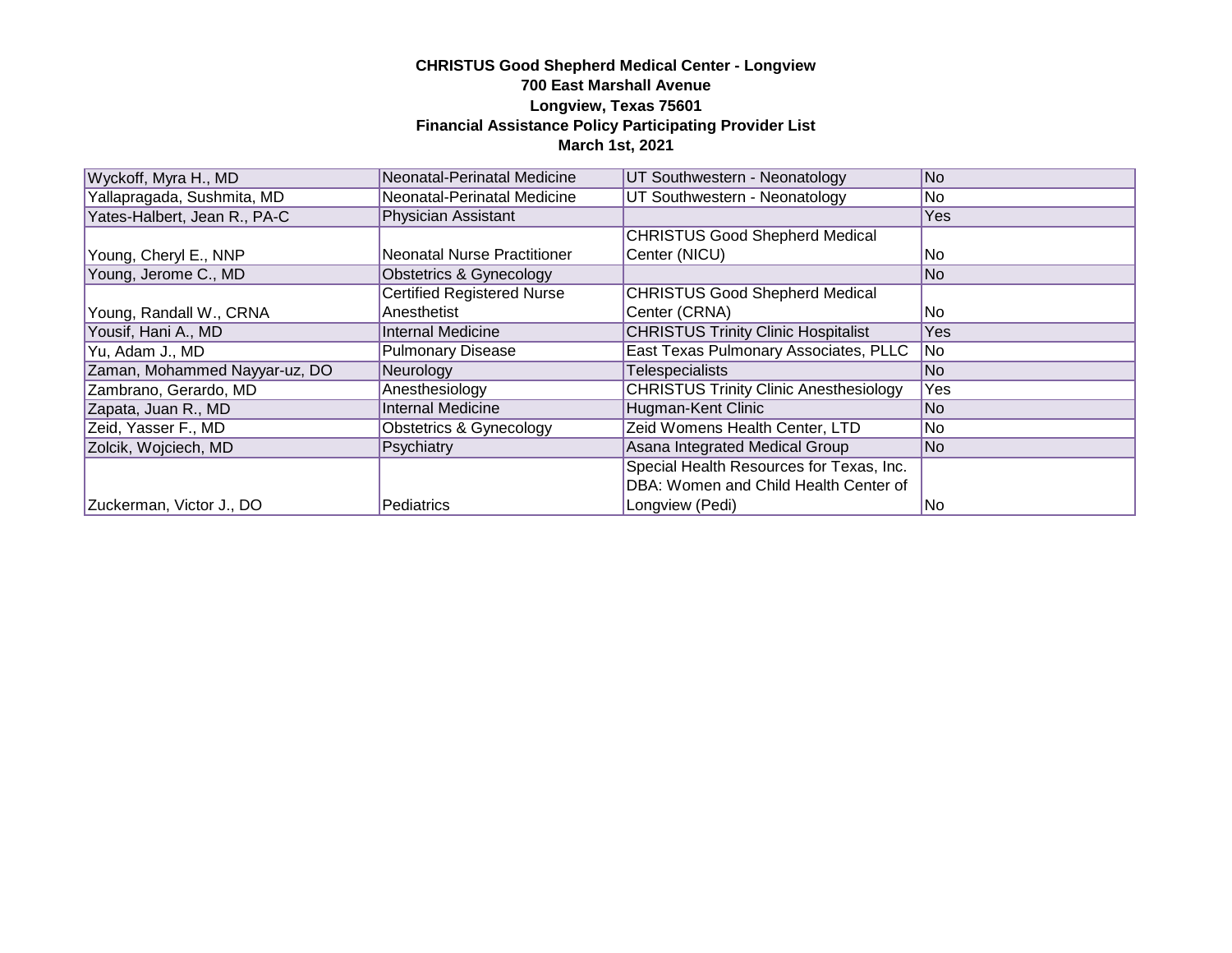**CHRISTUS Good Shepherd Medical Center - Longview**
**700 East Marshall Avenue**
**Longview, Texas 75601**
**Financial Assistance Policy Participating Provider List**
**March 1st, 2021**

| | | | |
|---|---|---|---|
| Wyckoff, Myra H., MD | Neonatal-Perinatal Medicine | UT Southwestern - Neonatology | No |
| Yallapragada, Sushmita, MD | Neonatal-Perinatal Medicine | UT Southwestern - Neonatology | No |
| Yates-Halbert, Jean R., PA-C | Physician Assistant | | Yes |
| Young, Cheryl E., NNP | Neonatal Nurse Practitioner | CHRISTUS Good Shepherd Medical Center (NICU) | No |
| Young, Jerome C., MD | Obstetrics & Gynecology | | No |
| Young, Randall W., CRNA | Certified Registered Nurse Anesthetist | CHRISTUS Good Shepherd Medical Center (CRNA) | No |
| Yousif, Hani A., MD | Internal Medicine | CHRISTUS Trinity Clinic Hospitalist | Yes |
| Yu, Adam J., MD | Pulmonary Disease | East Texas Pulmonary Associates, PLLC | No |
| Zaman, Mohammed Nayyar-uz, DO | Neurology | Telespecialists | No |
| Zambrano, Gerardo, MD | Anesthesiology | CHRISTUS Trinity Clinic Anesthesiology | Yes |
| Zapata, Juan R., MD | Internal Medicine | Hugman-Kent Clinic | No |
| Zeid, Yasser F., MD | Obstetrics & Gynecology | Zeid Womens Health Center, LTD | No |
| Zolcik, Wojciech, MD | Psychiatry | Asana Integrated Medical Group | No |
| Zuckerman, Victor J., DO | Pediatrics | Special Health Resources for Texas, Inc. DBA: Women and Child Health Center of Longview (Pedi) | No |